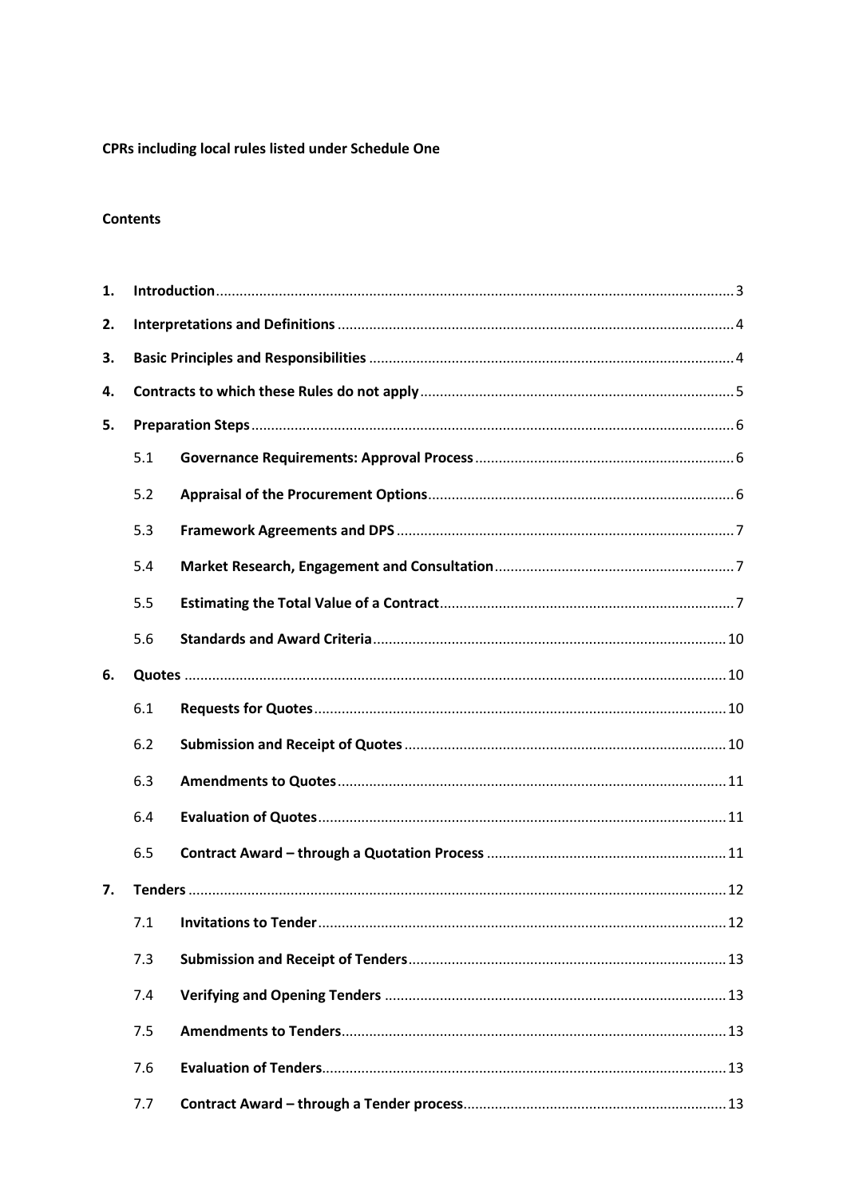**CPRs including local rules listed under Schedule One**

**Contents**

1. **Introduction** .......... 3
2. **Interpretations and Definitions** .......... 4
3. **Basic Principles and Responsibilities** .......... 4
4. **Contracts to which these Rules do not apply** .......... 5
5. **Preparation Steps** .......... 6
   - 5.1 **Governance Requirements: Approval Process** .......... 6
   - 5.2 **Appraisal of the Procurement Options** .......... 6
   - 5.3 **Framework Agreements and DPS** .......... 7
   - 5.4 **Market Research, Engagement and Consultation** .......... 7
   - 5.5 **Estimating the Total Value of a Contract** .......... 7
   - 5.6 **Standards and Award Criteria** .......... 10
6. **Quotes** .......... 10
   - 6.1 **Requests for Quotes** .......... 10
   - 6.2 **Submission and Receipt of Quotes** .......... 10
   - 6.3 **Amendments to Quotes** .......... 11
   - 6.4 **Evaluation of Quotes** .......... 11
   - 6.5 **Contract Award – through a Quotation Process** .......... 11
7. **Tenders** .......... 12
   - 7.1 **Invitations to Tender** .......... 12
   - 7.3 **Submission and Receipt of Tenders** .......... 13
   - 7.4 **Verifying and Opening Tenders** .......... 13
   - 7.5 **Amendments to Tenders** .......... 13
   - 7.6 **Evaluation of Tenders** .......... 13
   - 7.7 **Contract Award – through a Tender process** .......... 13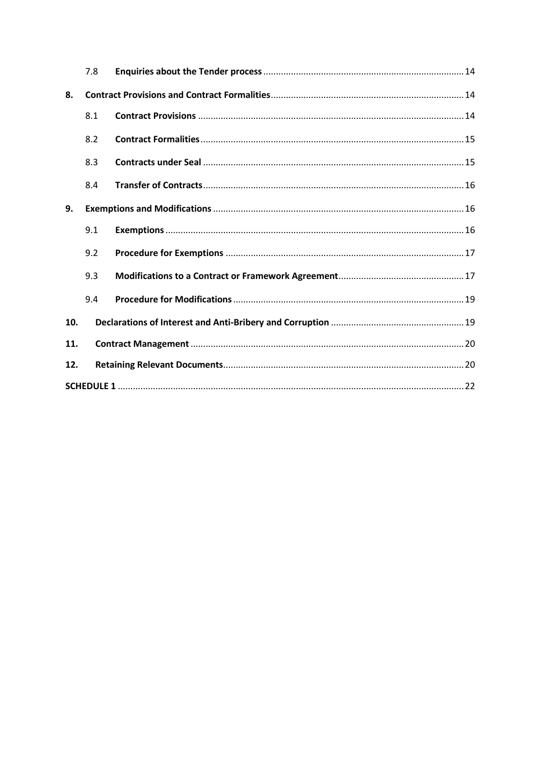| | | | |
|---|---|---|---|
| | 7.8 | **Enquiries about the Tender process** | 14 |
| **8.** | **Contract Provisions and Contract Formalities** | | 14 |
| | 8.1 | **Contract Provisions** | 14 |
| | 8.2 | **Contract Formalities** | 15 |
| | 8.3 | **Contracts under Seal** | 15 |
| | 8.4 | **Transfer of Contracts** | 16 |
| **9.** | **Exemptions and Modifications** | | 16 |
| | 9.1 | **Exemptions** | 16 |
| | 9.2 | **Procedure for Exemptions** | 17 |
| | 9.3 | **Modifications to a Contract or Framework Agreement** | 17 |
| | 9.4 | **Procedure for Modifications** | 19 |
| **10.** | **Declarations of Interest and Anti-Bribery and Corruption** | | 19 |
| **11.** | **Contract Management** | | 20 |
| **12.** | **Retaining Relevant Documents** | | 20 |
| **SCHEDULE 1** | | | 22 |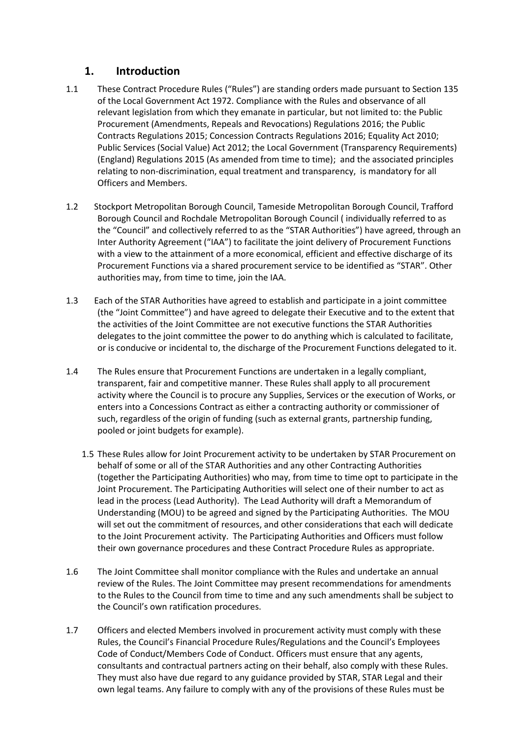# 1. Introduction

1.1 These Contract Procedure Rules ("Rules") are standing orders made pursuant to Section 135 of the Local Government Act 1972. Compliance with the Rules and observance of all relevant legislation from which they emanate in particular, but not limited to: the Public Procurement (Amendments, Repeals and Revocations) Regulations 2016; the Public Contracts Regulations 2015; Concession Contracts Regulations 2016; Equality Act 2010; Public Services (Social Value) Act 2012; the Local Government (Transparency Requirements) (England) Regulations 2015 (As amended from time to time); and the associated principles relating to non-discrimination, equal treatment and transparency, is mandatory for all Officers and Members.

1.2 Stockport Metropolitan Borough Council, Tameside Metropolitan Borough Council, Trafford Borough Council and Rochdale Metropolitan Borough Council ( individually referred to as the "Council" and collectively referred to as the "STAR Authorities") have agreed, through an Inter Authority Agreement ("IAA") to facilitate the joint delivery of Procurement Functions with a view to the attainment of a more economical, efficient and effective discharge of its Procurement Functions via a shared procurement service to be identified as "STAR". Other authorities may, from time to time, join the IAA.

1.3 Each of the STAR Authorities have agreed to establish and participate in a joint committee (the "Joint Committee") and have agreed to delegate their Executive and to the extent that the activities of the Joint Committee are not executive functions the STAR Authorities delegates to the joint committee the power to do anything which is calculated to facilitate, or is conducive or incidental to, the discharge of the Procurement Functions delegated to it.

1.4 The Rules ensure that Procurement Functions are undertaken in a legally compliant, transparent, fair and competitive manner. These Rules shall apply to all procurement activity where the Council is to procure any Supplies, Services or the execution of Works, or enters into a Concessions Contract as either a contracting authority or commissioner of such, regardless of the origin of funding (such as external grants, partnership funding, pooled or joint budgets for example).

1.5 These Rules allow for Joint Procurement activity to be undertaken by STAR Procurement on behalf of some or all of the STAR Authorities and any other Contracting Authorities (together the Participating Authorities) who may, from time to time opt to participate in the Joint Procurement. The Participating Authorities will select one of their number to act as lead in the process (Lead Authority). The Lead Authority will draft a Memorandum of Understanding (MOU) to be agreed and signed by the Participating Authorities. The MOU will set out the commitment of resources, and other considerations that each will dedicate to the Joint Procurement activity. The Participating Authorities and Officers must follow their own governance procedures and these Contract Procedure Rules as appropriate.

1.6 The Joint Committee shall monitor compliance with the Rules and undertake an annual review of the Rules. The Joint Committee may present recommendations for amendments to the Rules to the Council from time to time and any such amendments shall be subject to the Council's own ratification procedures.

1.7 Officers and elected Members involved in procurement activity must comply with these Rules, the Council's Financial Procedure Rules/Regulations and the Council's Employees Code of Conduct/Members Code of Conduct. Officers must ensure that any agents, consultants and contractual partners acting on their behalf, also comply with these Rules. They must also have due regard to any guidance provided by STAR, STAR Legal and their own legal teams. Any failure to comply with any of the provisions of these Rules must be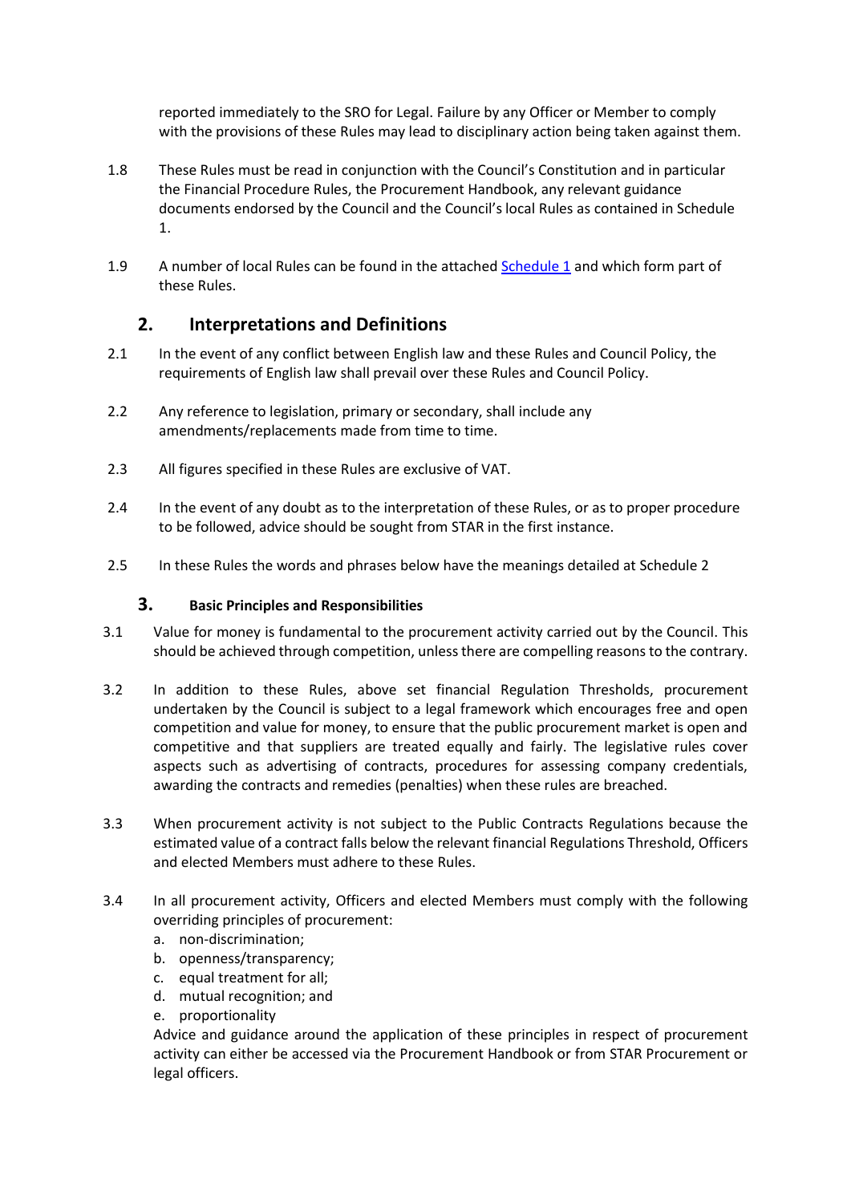reported immediately to the SRO for Legal. Failure by any Officer or Member to comply with the provisions of these Rules may lead to disciplinary action being taken against them.

1.8 These Rules must be read in conjunction with the Council's Constitution and in particular the Financial Procedure Rules, the Procurement Handbook, any relevant guidance documents endorsed by the Council and the Council's local Rules as contained in Schedule 1.

1.9 A number of local Rules can be found in the attached Schedule 1 and which form part of these Rules.

## 2. Interpretations and Definitions

2.1 In the event of any conflict between English law and these Rules and Council Policy, the requirements of English law shall prevail over these Rules and Council Policy.

2.2 Any reference to legislation, primary or secondary, shall include any amendments/replacements made from time to time.

2.3 All figures specified in these Rules are exclusive of VAT.

2.4 In the event of any doubt as to the interpretation of these Rules, or as to proper procedure to be followed, advice should be sought from STAR in the first instance.

2.5 In these Rules the words and phrases below have the meanings detailed at Schedule 2

### 3. Basic Principles and Responsibilities

3.1 Value for money is fundamental to the procurement activity carried out by the Council. This should be achieved through competition, unless there are compelling reasons to the contrary.

3.2 In addition to these Rules, above set financial Regulation Thresholds, procurement undertaken by the Council is subject to a legal framework which encourages free and open competition and value for money, to ensure that the public procurement market is open and competitive and that suppliers are treated equally and fairly. The legislative rules cover aspects such as advertising of contracts, procedures for assessing company credentials, awarding the contracts and remedies (penalties) when these rules are breached.

3.3 When procurement activity is not subject to the Public Contracts Regulations because the estimated value of a contract falls below the relevant financial Regulations Threshold, Officers and elected Members must adhere to these Rules.

3.4 In all procurement activity, Officers and elected Members must comply with the following overriding principles of procurement:

a. non-discrimination;
b. openness/transparency;
c. equal treatment for all;
d. mutual recognition; and
e. proportionality

Advice and guidance around the application of these principles in respect of procurement activity can either be accessed via the Procurement Handbook or from STAR Procurement or legal officers.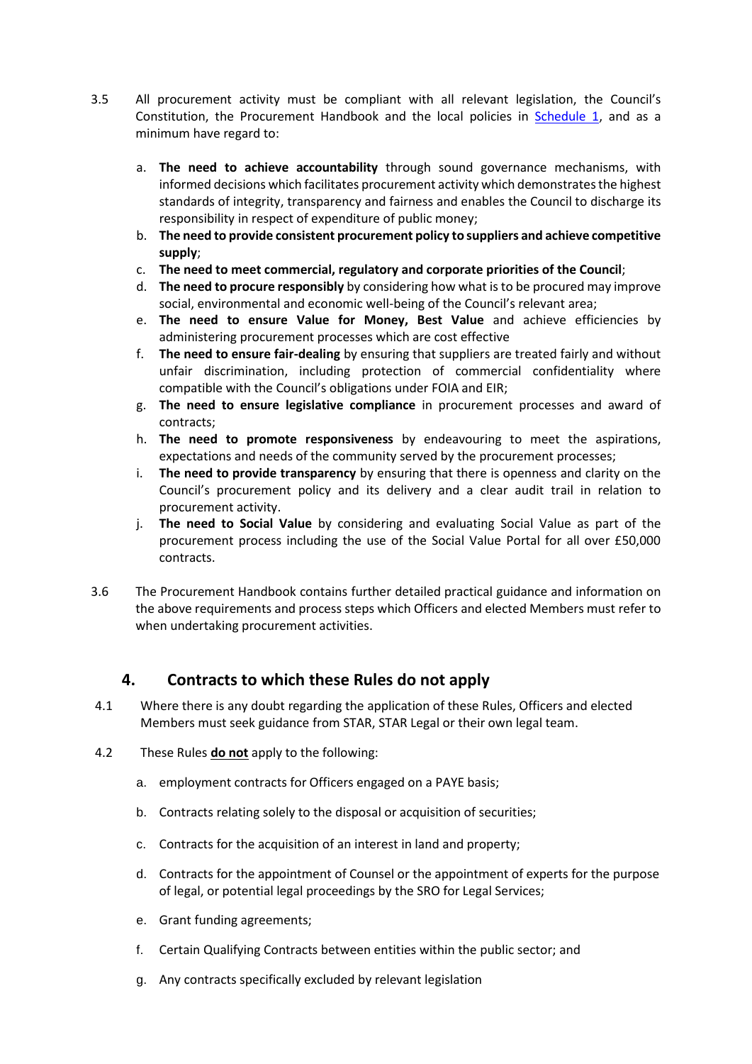3.5 All procurement activity must be compliant with all relevant legislation, the Council's Constitution, the Procurement Handbook and the local policies in Schedule 1, and as a minimum have regard to:

a. **The need to achieve accountability** through sound governance mechanisms, with informed decisions which facilitates procurement activity which demonstrates the highest standards of integrity, transparency and fairness and enables the Council to discharge its responsibility in respect of expenditure of public money;
b. **The need to provide consistent procurement policy to suppliers and achieve competitive supply**;
c. **The need to meet commercial, regulatory and corporate priorities of the Council**;
d. **The need to procure responsibly** by considering how what is to be procured may improve social, environmental and economic well-being of the Council's relevant area;
e. **The need to ensure Value for Money, Best Value** and achieve efficiencies by administering procurement processes which are cost effective
f. **The need to ensure fair-dealing** by ensuring that suppliers are treated fairly and without unfair discrimination, including protection of commercial confidentiality where compatible with the Council's obligations under FOIA and EIR;
g. **The need to ensure legislative compliance** in procurement processes and award of contracts;
h. **The need to promote responsiveness** by endeavouring to meet the aspirations, expectations and needs of the community served by the procurement processes;
i. **The need to provide transparency** by ensuring that there is openness and clarity on the Council's procurement policy and its delivery and a clear audit trail in relation to procurement activity.
j. **The need to Social Value** by considering and evaluating Social Value as part of the procurement process including the use of the Social Value Portal for all over £50,000 contracts.

3.6 The Procurement Handbook contains further detailed practical guidance and information on the above requirements and process steps which Officers and elected Members must refer to when undertaking procurement activities.

## 4. Contracts to which these Rules do not apply

4.1 Where there is any doubt regarding the application of these Rules, Officers and elected Members must seek guidance from STAR, STAR Legal or their own legal team.

4.2 These Rules **do not** apply to the following:

a. employment contracts for Officers engaged on a PAYE basis;

b. Contracts relating solely to the disposal or acquisition of securities;

c. Contracts for the acquisition of an interest in land and property;

d. Contracts for the appointment of Counsel or the appointment of experts for the purpose of legal, or potential legal proceedings by the SRO for Legal Services;

e. Grant funding agreements;

f. Certain Qualifying Contracts between entities within the public sector; and

g. Any contracts specifically excluded by relevant legislation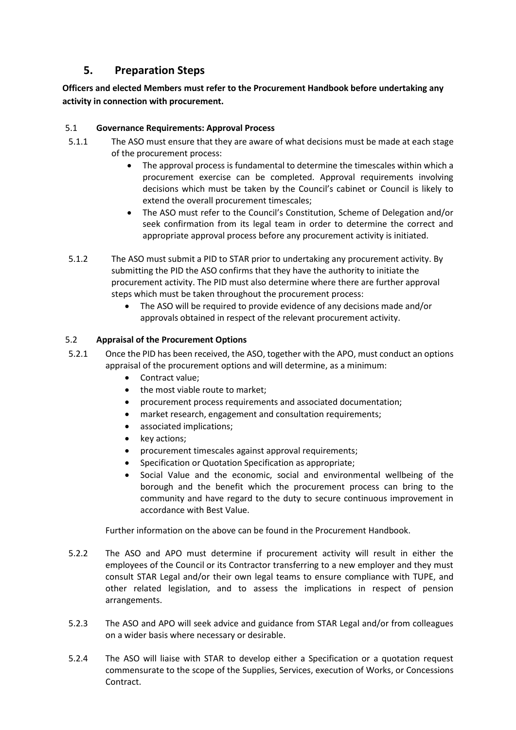## 5. Preparation Steps

**Officers and elected Members must refer to the Procurement Handbook before undertaking any activity in connection with procurement.**

### 5.1 Governance Requirements: Approval Process

5.1.1 The ASO must ensure that they are aware of what decisions must be made at each stage of the procurement process:

- The approval process is fundamental to determine the timescales within which a procurement exercise can be completed. Approval requirements involving decisions which must be taken by the Council's cabinet or Council is likely to extend the overall procurement timescales;
- The ASO must refer to the Council's Constitution, Scheme of Delegation and/or seek confirmation from its legal team in order to determine the correct and appropriate approval process before any procurement activity is initiated.

5.1.2 The ASO must submit a PID to STAR prior to undertaking any procurement activity. By submitting the PID the ASO confirms that they have the authority to initiate the procurement activity. The PID must also determine where there are further approval steps which must be taken throughout the procurement process:

- The ASO will be required to provide evidence of any decisions made and/or approvals obtained in respect of the relevant procurement activity.

### 5.2 Appraisal of the Procurement Options

5.2.1 Once the PID has been received, the ASO, together with the APO, must conduct an options appraisal of the procurement options and will determine, as a minimum:

- Contract value;
- the most viable route to market;
- procurement process requirements and associated documentation;
- market research, engagement and consultation requirements;
- associated implications;
- key actions;
- procurement timescales against approval requirements;
- Specification or Quotation Specification as appropriate;
- Social Value and the economic, social and environmental wellbeing of the borough and the benefit which the procurement process can bring to the community and have regard to the duty to secure continuous improvement in accordance with Best Value.

Further information on the above can be found in the Procurement Handbook.

5.2.2 The ASO and APO must determine if procurement activity will result in either the employees of the Council or its Contractor transferring to a new employer and they must consult STAR Legal and/or their own legal teams to ensure compliance with TUPE, and other related legislation, and to assess the implications in respect of pension arrangements.

5.2.3 The ASO and APO will seek advice and guidance from STAR Legal and/or from colleagues on a wider basis where necessary or desirable.

5.2.4 The ASO will liaise with STAR to develop either a Specification or a quotation request commensurate to the scope of the Supplies, Services, execution of Works, or Concessions Contract.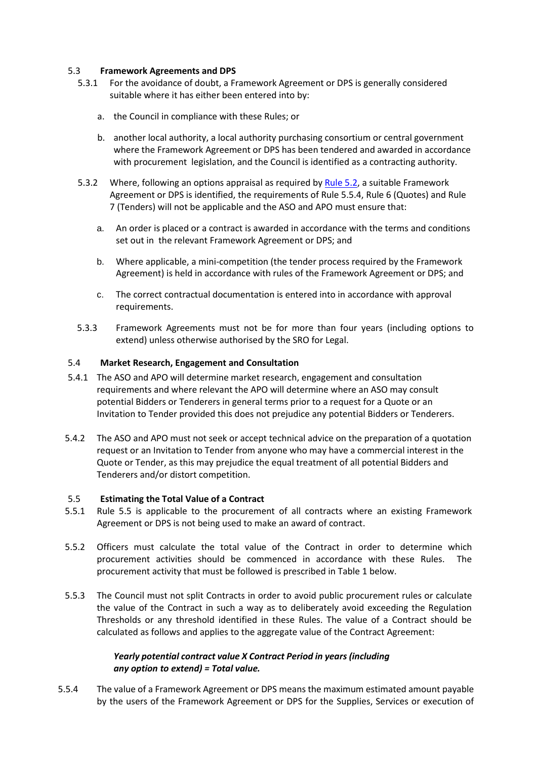### 5.3 Framework Agreements and DPS

5.3.1 For the avoidance of doubt, a Framework Agreement or DPS is generally considered suitable where it has either been entered into by:

a. the Council in compliance with these Rules; or

b. another local authority, a local authority purchasing consortium or central government where the Framework Agreement or DPS has been tendered and awarded in accordance with procurement legislation, and the Council is identified as a contracting authority.

5.3.2 Where, following an options appraisal as required by [Rule 5.2](), a suitable Framework Agreement or DPS is identified, the requirements of Rule 5.5.4, Rule 6 (Quotes) and Rule 7 (Tenders) will not be applicable and the ASO and APO must ensure that:

a. An order is placed or a contract is awarded in accordance with the terms and conditions set out in the relevant Framework Agreement or DPS; and

b. Where applicable, a mini-competition (the tender process required by the Framework Agreement) is held in accordance with rules of the Framework Agreement or DPS; and

c. The correct contractual documentation is entered into in accordance with approval requirements.

5.3.3 Framework Agreements must not be for more than four years (including options to extend) unless otherwise authorised by the SRO for Legal.

### 5.4 Market Research, Engagement and Consultation

5.4.1 The ASO and APO will determine market research, engagement and consultation requirements and where relevant the APO will determine where an ASO may consult potential Bidders or Tenderers in general terms prior to a request for a Quote or an Invitation to Tender provided this does not prejudice any potential Bidders or Tenderers.

5.4.2 The ASO and APO must not seek or accept technical advice on the preparation of a quotation request or an Invitation to Tender from anyone who may have a commercial interest in the Quote or Tender, as this may prejudice the equal treatment of all potential Bidders and Tenderers and/or distort competition.

### 5.5 Estimating the Total Value of a Contract

5.5.1 Rule 5.5 is applicable to the procurement of all contracts where an existing Framework Agreement or DPS is not being used to make an award of contract.

5.5.2 Officers must calculate the total value of the Contract in order to determine which procurement activities should be commenced in accordance with these Rules. The procurement activity that must be followed is prescribed in Table 1 below.

5.5.3 The Council must not split Contracts in order to avoid public procurement rules or calculate the value of the Contract in such a way as to deliberately avoid exceeding the Regulation Thresholds or any threshold identified in these Rules. The value of a Contract should be calculated as follows and applies to the aggregate value of the Contract Agreement:

***Yearly potential contract value X Contract Period in years (including any option to extend) = Total value.***

5.5.4 The value of a Framework Agreement or DPS means the maximum estimated amount payable by the users of the Framework Agreement or DPS for the Supplies, Services or execution of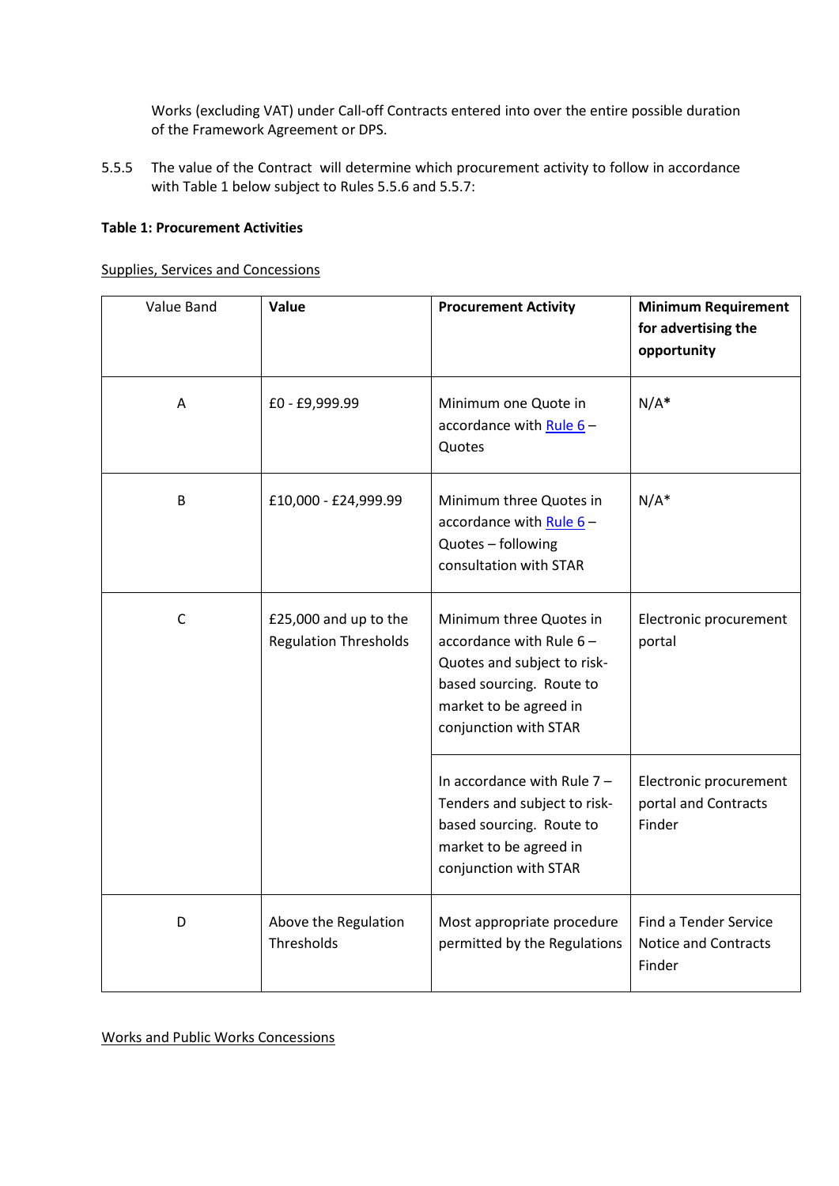Works (excluding VAT) under Call-off Contracts entered into over the entire possible duration of the Framework Agreement or DPS.

5.5.5 The value of the Contract will determine which procurement activity to follow in accordance with Table 1 below subject to Rules 5.5.6 and 5.5.7:

**Table 1: Procurement Activities**

Supplies, Services and Concessions

| Value Band | **Value** | **Procurement Activity** | **Minimum Requirement for advertising the opportunity** |
|---|---|---|---|
| A | £0 - £9,999.99 | Minimum one Quote in accordance with Rule 6 – Quotes | N/A* |
| B | £10,000 - £24,999.99 | Minimum three Quotes in accordance with Rule 6 – Quotes – following consultation with STAR | N/A* |
| C | £25,000 and up to the Regulation Thresholds | Minimum three Quotes in accordance with Rule 6 – Quotes and subject to risk-based sourcing. Route to market to be agreed in conjunction with STAR | Electronic procurement portal |
| | | In accordance with Rule 7 – Tenders and subject to risk-based sourcing. Route to market to be agreed in conjunction with STAR | Electronic procurement portal and Contracts Finder |
| D | Above the Regulation Thresholds | Most appropriate procedure permitted by the Regulations | Find a Tender Service Notice and Contracts Finder |

Works and Public Works Concessions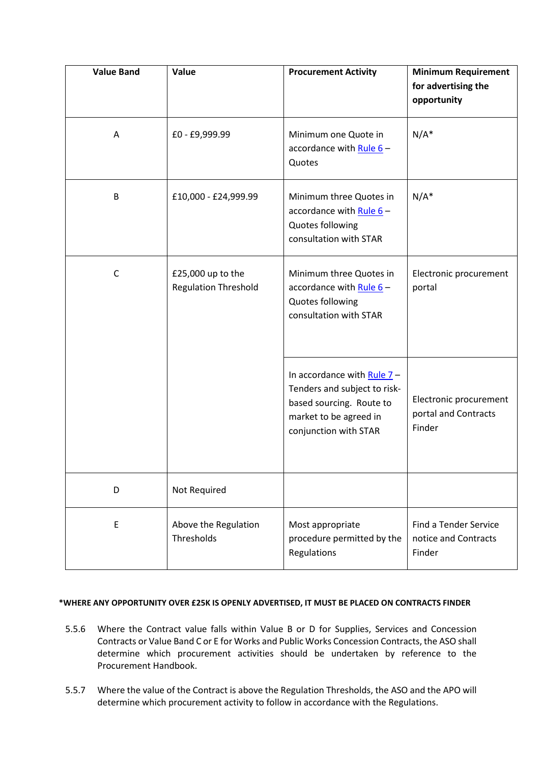| Value Band | Value | Procurement Activity | Minimum Requirement for advertising the opportunity |
|---|---|---|---|
| A | £0 - £9,999.99 | Minimum one Quote in accordance with Rule 6 – Quotes | N/A* |
| B | £10,000 - £24,999.99 | Minimum three Quotes in accordance with Rule 6 – Quotes following consultation with STAR | N/A* |
| C | £25,000 up to the Regulation Threshold | Minimum three Quotes in accordance with Rule 6 – Quotes following consultation with STAR | Electronic procurement portal |
| | | In accordance with Rule 7 – Tenders and subject to risk-based sourcing. Route to market to be agreed in conjunction with STAR | Electronic procurement portal and Contracts Finder |
| D | Not Required | | |
| E | Above the Regulation Thresholds | Most appropriate procedure permitted by the Regulations | Find a Tender Service notice and Contracts Finder |

**\*WHERE ANY OPPORTUNITY OVER £25K IS OPENLY ADVERTISED, IT MUST BE PLACED ON CONTRACTS FINDER**

5.5.6 Where the Contract value falls within Value B or D for Supplies, Services and Concession Contracts or Value Band C or E for Works and Public Works Concession Contracts, the ASO shall determine which procurement activities should be undertaken by reference to the Procurement Handbook.

5.5.7 Where the value of the Contract is above the Regulation Thresholds, the ASO and the APO will determine which procurement activity to follow in accordance with the Regulations.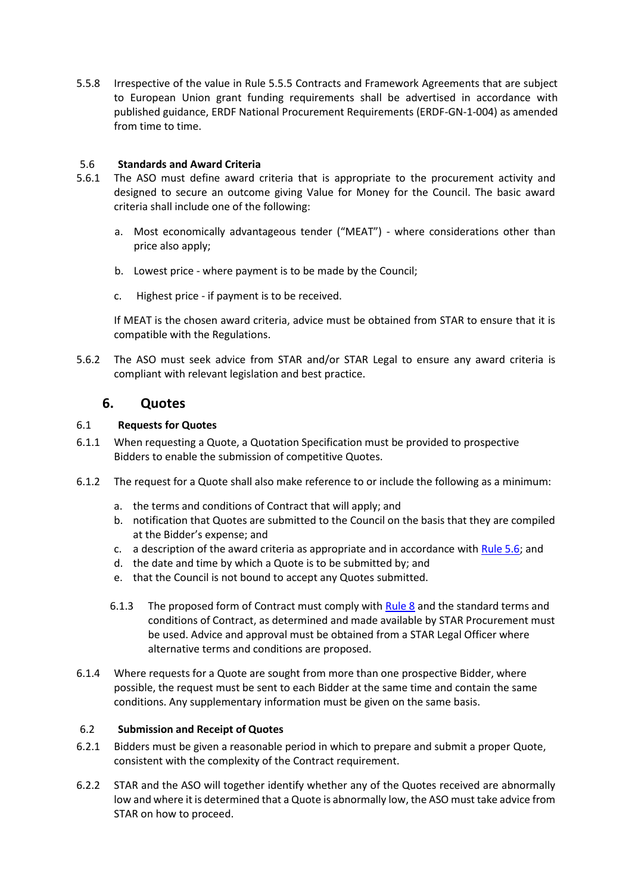5.5.8 Irrespective of the value in Rule 5.5.5 Contracts and Framework Agreements that are subject to European Union grant funding requirements shall be advertised in accordance with published guidance, ERDF National Procurement Requirements (ERDF-GN-1-004) as amended from time to time.

**5.6 Standards and Award Criteria**

5.6.1 The ASO must define award criteria that is appropriate to the procurement activity and designed to secure an outcome giving Value for Money for the Council. The basic award criteria shall include one of the following:

a. Most economically advantageous tender ("MEAT") - where considerations other than price also apply;

b. Lowest price - where payment is to be made by the Council;

c. Highest price - if payment is to be received.

If MEAT is the chosen award criteria, advice must be obtained from STAR to ensure that it is compatible with the Regulations.

5.6.2 The ASO must seek advice from STAR and/or STAR Legal to ensure any award criteria is compliant with relevant legislation and best practice.

## 6. Quotes

**6.1 Requests for Quotes**

6.1.1 When requesting a Quote, a Quotation Specification must be provided to prospective Bidders to enable the submission of competitive Quotes.

6.1.2 The request for a Quote shall also make reference to or include the following as a minimum:

a. the terms and conditions of Contract that will apply; and
b. notification that Quotes are submitted to the Council on the basis that they are compiled at the Bidder's expense; and
c. a description of the award criteria as appropriate and in accordance with Rule 5.6; and
d. the date and time by which a Quote is to be submitted by; and
e. that the Council is not bound to accept any Quotes submitted.

6.1.3 The proposed form of Contract must comply with Rule 8 and the standard terms and conditions of Contract, as determined and made available by STAR Procurement must be used. Advice and approval must be obtained from a STAR Legal Officer where alternative terms and conditions are proposed.

6.1.4 Where requests for a Quote are sought from more than one prospective Bidder, where possible, the request must be sent to each Bidder at the same time and contain the same conditions. Any supplementary information must be given on the same basis.

**6.2 Submission and Receipt of Quotes**

6.2.1 Bidders must be given a reasonable period in which to prepare and submit a proper Quote, consistent with the complexity of the Contract requirement.

6.2.2 STAR and the ASO will together identify whether any of the Quotes received are abnormally low and where it is determined that a Quote is abnormally low, the ASO must take advice from STAR on how to proceed.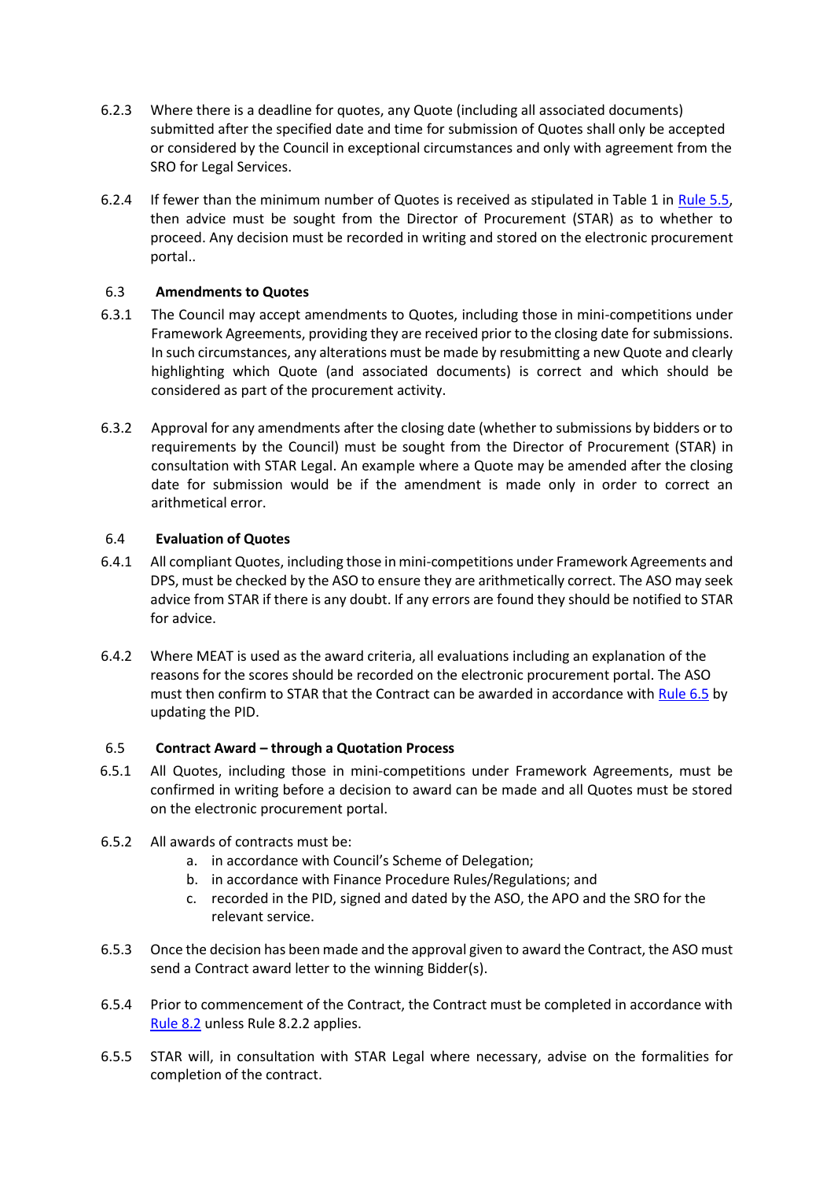6.2.3 Where there is a deadline for quotes, any Quote (including all associated documents) submitted after the specified date and time for submission of Quotes shall only be accepted or considered by the Council in exceptional circumstances and only with agreement from the SRO for Legal Services.

6.2.4 If fewer than the minimum number of Quotes is received as stipulated in Table 1 in Rule 5.5, then advice must be sought from the Director of Procurement (STAR) as to whether to proceed. Any decision must be recorded in writing and stored on the electronic procurement portal..

### 6.3 Amendments to Quotes

6.3.1 The Council may accept amendments to Quotes, including those in mini-competitions under Framework Agreements, providing they are received prior to the closing date for submissions. In such circumstances, any alterations must be made by resubmitting a new Quote and clearly highlighting which Quote (and associated documents) is correct and which should be considered as part of the procurement activity.

6.3.2 Approval for any amendments after the closing date (whether to submissions by bidders or to requirements by the Council) must be sought from the Director of Procurement (STAR) in consultation with STAR Legal. An example where a Quote may be amended after the closing date for submission would be if the amendment is made only in order to correct an arithmetical error.

### 6.4 Evaluation of Quotes

6.4.1 All compliant Quotes, including those in mini-competitions under Framework Agreements and DPS, must be checked by the ASO to ensure they are arithmetically correct. The ASO may seek advice from STAR if there is any doubt. If any errors are found they should be notified to STAR for advice.

6.4.2 Where MEAT is used as the award criteria, all evaluations including an explanation of the reasons for the scores should be recorded on the electronic procurement portal. The ASO must then confirm to STAR that the Contract can be awarded in accordance with Rule 6.5 by updating the PID.

### 6.5 Contract Award – through a Quotation Process

6.5.1 All Quotes, including those in mini-competitions under Framework Agreements, must be confirmed in writing before a decision to award can be made and all Quotes must be stored on the electronic procurement portal.

6.5.2 All awards of contracts must be:

a. in accordance with Council's Scheme of Delegation;
b. in accordance with Finance Procedure Rules/Regulations; and
c. recorded in the PID, signed and dated by the ASO, the APO and the SRO for the relevant service.

6.5.3 Once the decision has been made and the approval given to award the Contract, the ASO must send a Contract award letter to the winning Bidder(s).

6.5.4 Prior to commencement of the Contract, the Contract must be completed in accordance with Rule 8.2 unless Rule 8.2.2 applies.

6.5.5 STAR will, in consultation with STAR Legal where necessary, advise on the formalities for completion of the contract.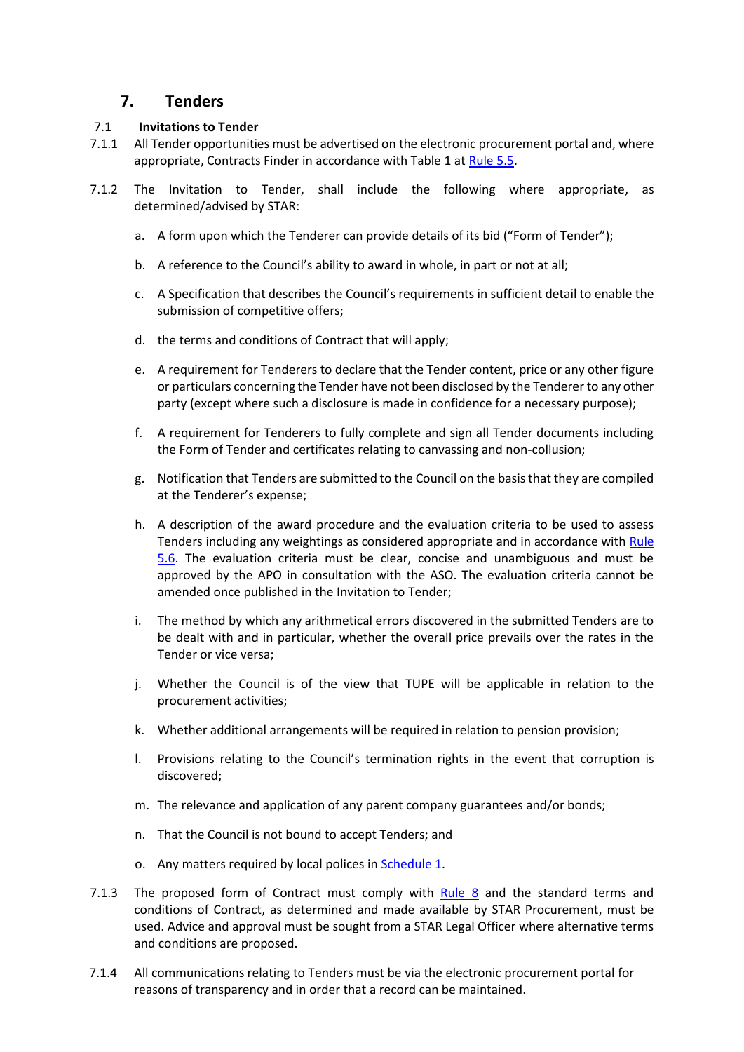## 7. Tenders

### 7.1 Invitations to Tender

7.1.1 All Tender opportunities must be advertised on the electronic procurement portal and, where appropriate, Contracts Finder in accordance with Table 1 at Rule 5.5.

7.1.2 The Invitation to Tender, shall include the following where appropriate, as determined/advised by STAR:

a. A form upon which the Tenderer can provide details of its bid ("Form of Tender");

b. A reference to the Council's ability to award in whole, in part or not at all;

c. A Specification that describes the Council's requirements in sufficient detail to enable the submission of competitive offers;

d. the terms and conditions of Contract that will apply;

e. A requirement for Tenderers to declare that the Tender content, price or any other figure or particulars concerning the Tender have not been disclosed by the Tenderer to any other party (except where such a disclosure is made in confidence for a necessary purpose);

f. A requirement for Tenderers to fully complete and sign all Tender documents including the Form of Tender and certificates relating to canvassing and non-collusion;

g. Notification that Tenders are submitted to the Council on the basis that they are compiled at the Tenderer's expense;

h. A description of the award procedure and the evaluation criteria to be used to assess Tenders including any weightings as considered appropriate and in accordance with Rule 5.6. The evaluation criteria must be clear, concise and unambiguous and must be approved by the APO in consultation with the ASO. The evaluation criteria cannot be amended once published in the Invitation to Tender;

i. The method by which any arithmetical errors discovered in the submitted Tenders are to be dealt with and in particular, whether the overall price prevails over the rates in the Tender or vice versa;

j. Whether the Council is of the view that TUPE will be applicable in relation to the procurement activities;

k. Whether additional arrangements will be required in relation to pension provision;

l. Provisions relating to the Council's termination rights in the event that corruption is discovered;

m. The relevance and application of any parent company guarantees and/or bonds;

n. That the Council is not bound to accept Tenders; and

o. Any matters required by local polices in Schedule 1.

7.1.3 The proposed form of Contract must comply with Rule 8 and the standard terms and conditions of Contract, as determined and made available by STAR Procurement, must be used. Advice and approval must be sought from a STAR Legal Officer where alternative terms and conditions are proposed.

7.1.4 All communications relating to Tenders must be via the electronic procurement portal for reasons of transparency and in order that a record can be maintained.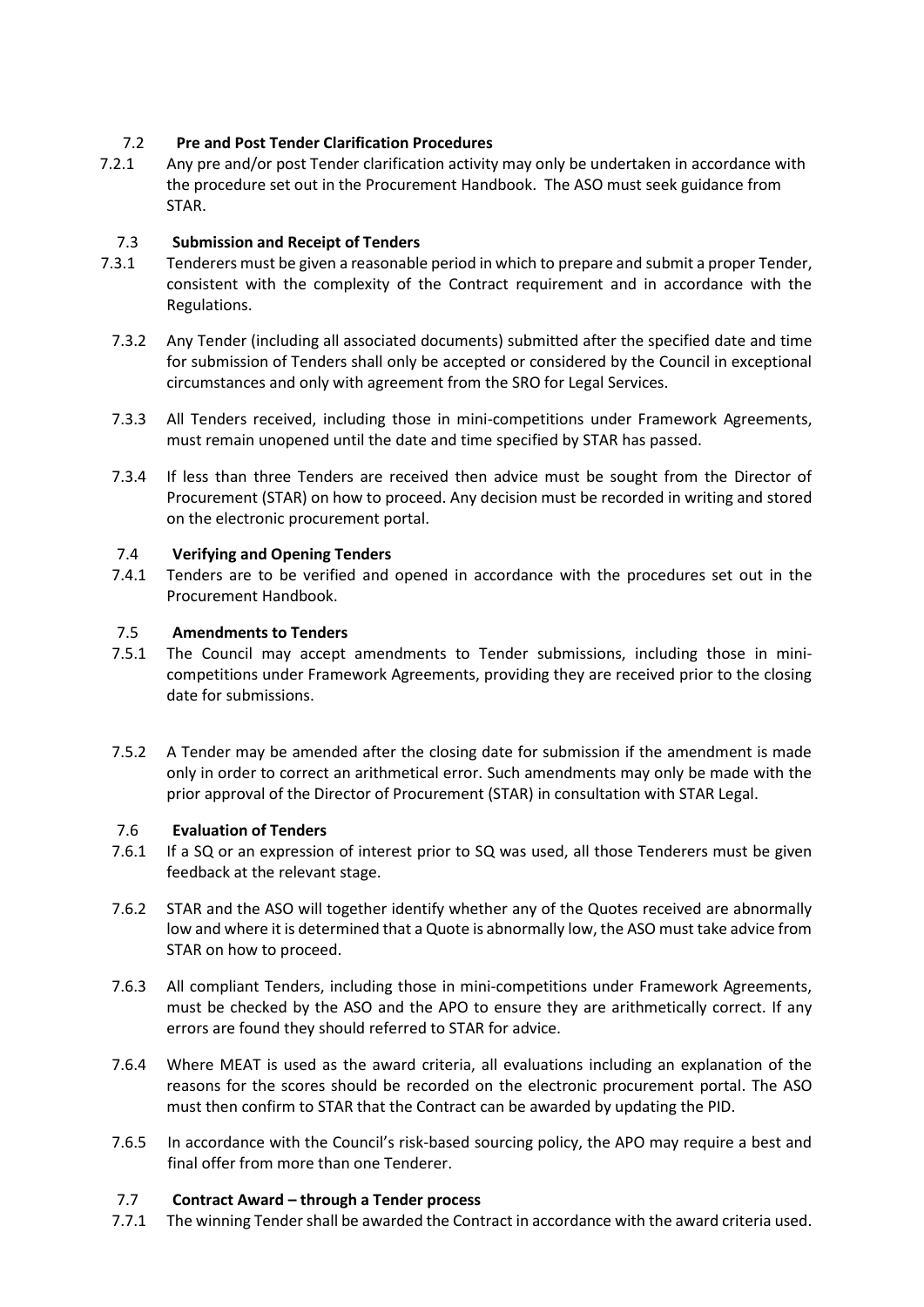### 7.2 Pre and Post Tender Clarification Procedures

7.2.1 Any pre and/or post Tender clarification activity may only be undertaken in accordance with the procedure set out in the Procurement Handbook. The ASO must seek guidance from STAR.

### 7.3 Submission and Receipt of Tenders

7.3.1 Tenderers must be given a reasonable period in which to prepare and submit a proper Tender, consistent with the complexity of the Contract requirement and in accordance with the Regulations.

7.3.2 Any Tender (including all associated documents) submitted after the specified date and time for submission of Tenders shall only be accepted or considered by the Council in exceptional circumstances and only with agreement from the SRO for Legal Services.

7.3.3 All Tenders received, including those in mini-competitions under Framework Agreements, must remain unopened until the date and time specified by STAR has passed.

7.3.4 If less than three Tenders are received then advice must be sought from the Director of Procurement (STAR) on how to proceed. Any decision must be recorded in writing and stored on the electronic procurement portal.

### 7.4 Verifying and Opening Tenders

7.4.1 Tenders are to be verified and opened in accordance with the procedures set out in the Procurement Handbook.

### 7.5 Amendments to Tenders

7.5.1 The Council may accept amendments to Tender submissions, including those in mini-competitions under Framework Agreements, providing they are received prior to the closing date for submissions.

7.5.2 A Tender may be amended after the closing date for submission if the amendment is made only in order to correct an arithmetical error. Such amendments may only be made with the prior approval of the Director of Procurement (STAR) in consultation with STAR Legal.

### 7.6 Evaluation of Tenders

7.6.1 If a SQ or an expression of interest prior to SQ was used, all those Tenderers must be given feedback at the relevant stage.

7.6.2 STAR and the ASO will together identify whether any of the Quotes received are abnormally low and where it is determined that a Quote is abnormally low, the ASO must take advice from STAR on how to proceed.

7.6.3 All compliant Tenders, including those in mini-competitions under Framework Agreements, must be checked by the ASO and the APO to ensure they are arithmetically correct. If any errors are found they should referred to STAR for advice.

7.6.4 Where MEAT is used as the award criteria, all evaluations including an explanation of the reasons for the scores should be recorded on the electronic procurement portal. The ASO must then confirm to STAR that the Contract can be awarded by updating the PID.

7.6.5 In accordance with the Council's risk-based sourcing policy, the APO may require a best and final offer from more than one Tenderer.

### 7.7 Contract Award – through a Tender process

7.7.1 The winning Tender shall be awarded the Contract in accordance with the award criteria used.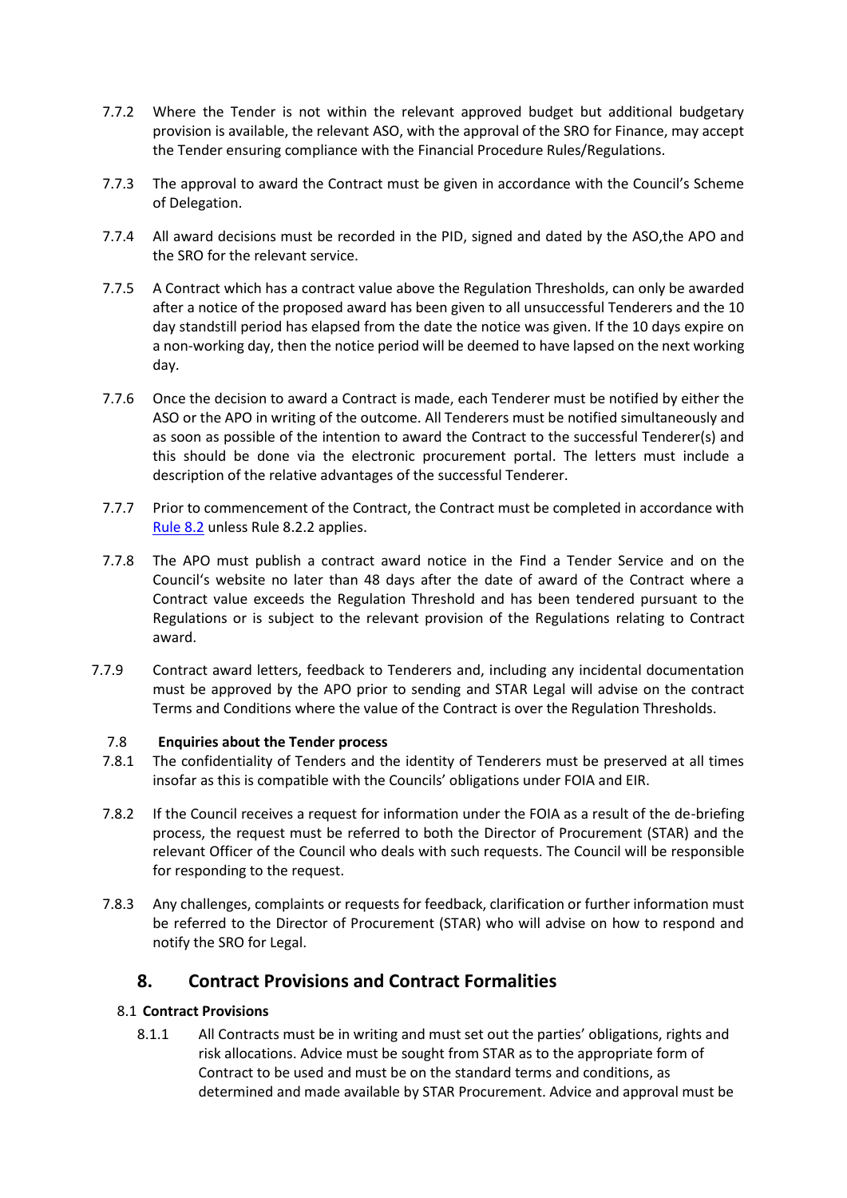7.7.2 Where the Tender is not within the relevant approved budget but additional budgetary provision is available, the relevant ASO, with the approval of the SRO for Finance, may accept the Tender ensuring compliance with the Financial Procedure Rules/Regulations.

7.7.3 The approval to award the Contract must be given in accordance with the Council's Scheme of Delegation.

7.7.4 All award decisions must be recorded in the PID, signed and dated by the ASO,the APO and the SRO for the relevant service.

7.7.5 A Contract which has a contract value above the Regulation Thresholds, can only be awarded after a notice of the proposed award has been given to all unsuccessful Tenderers and the 10 day standstill period has elapsed from the date the notice was given. If the 10 days expire on a non-working day, then the notice period will be deemed to have lapsed on the next working day.

7.7.6 Once the decision to award a Contract is made, each Tenderer must be notified by either the ASO or the APO in writing of the outcome. All Tenderers must be notified simultaneously and as soon as possible of the intention to award the Contract to the successful Tenderer(s) and this should be done via the electronic procurement portal. The letters must include a description of the relative advantages of the successful Tenderer.

7.7.7 Prior to commencement of the Contract, the Contract must be completed in accordance with Rule 8.2 unless Rule 8.2.2 applies.

7.7.8 The APO must publish a contract award notice in the Find a Tender Service and on the Council's website no later than 48 days after the date of award of the Contract where a Contract value exceeds the Regulation Threshold and has been tendered pursuant to the Regulations or is subject to the relevant provision of the Regulations relating to Contract award.

7.7.9 Contract award letters, feedback to Tenderers and, including any incidental documentation must be approved by the APO prior to sending and STAR Legal will advise on the contract Terms and Conditions where the value of the Contract is over the Regulation Thresholds.

### 7.8 Enquiries about the Tender process

7.8.1 The confidentiality of Tenders and the identity of Tenderers must be preserved at all times insofar as this is compatible with the Councils' obligations under FOIA and EIR.

7.8.2 If the Council receives a request for information under the FOIA as a result of the de-briefing process, the request must be referred to both the Director of Procurement (STAR) and the relevant Officer of the Council who deals with such requests. The Council will be responsible for responding to the request.

7.8.3 Any challenges, complaints or requests for feedback, clarification or further information must be referred to the Director of Procurement (STAR) who will advise on how to respond and notify the SRO for Legal.

## 8. Contract Provisions and Contract Formalities

### 8.1 Contract Provisions

8.1.1 All Contracts must be in writing and must set out the parties' obligations, rights and risk allocations. Advice must be sought from STAR as to the appropriate form of Contract to be used and must be on the standard terms and conditions, as determined and made available by STAR Procurement. Advice and approval must be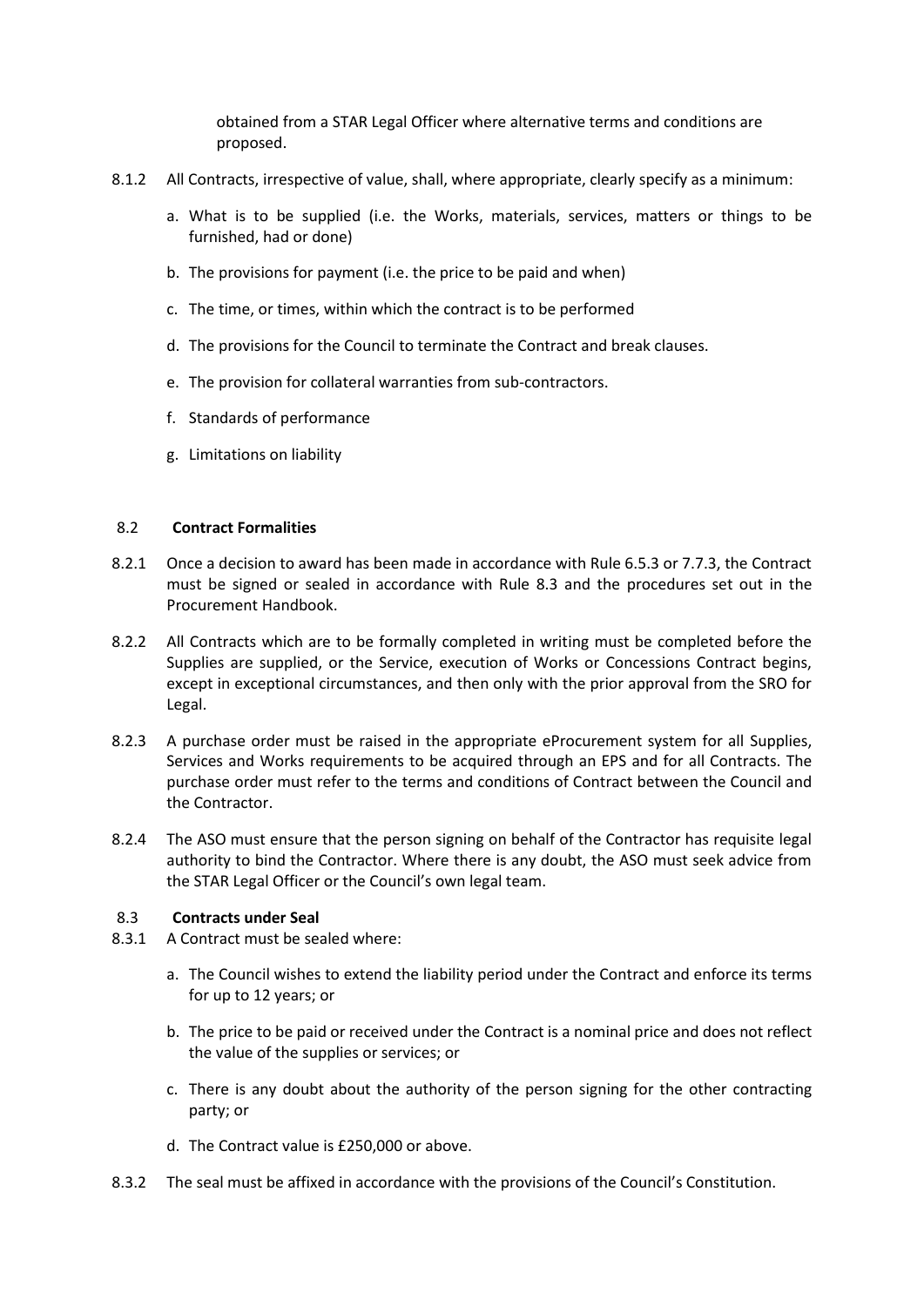obtained from a STAR Legal Officer where alternative terms and conditions are proposed.

8.1.2 All Contracts, irrespective of value, shall, where appropriate, clearly specify as a minimum:

a. What is to be supplied (i.e. the Works, materials, services, matters or things to be furnished, had or done)

b. The provisions for payment (i.e. the price to be paid and when)

c. The time, or times, within which the contract is to be performed

d. The provisions for the Council to terminate the Contract and break clauses.

e. The provision for collateral warranties from sub-contractors.

f. Standards of performance

g. Limitations on liability

### 8.2 Contract Formalities

8.2.1 Once a decision to award has been made in accordance with Rule 6.5.3 or 7.7.3, the Contract must be signed or sealed in accordance with Rule 8.3 and the procedures set out in the Procurement Handbook.

8.2.2 All Contracts which are to be formally completed in writing must be completed before the Supplies are supplied, or the Service, execution of Works or Concessions Contract begins, except in exceptional circumstances, and then only with the prior approval from the SRO for Legal.

8.2.3 A purchase order must be raised in the appropriate eProcurement system for all Supplies, Services and Works requirements to be acquired through an EPS and for all Contracts. The purchase order must refer to the terms and conditions of Contract between the Council and the Contractor.

8.2.4 The ASO must ensure that the person signing on behalf of the Contractor has requisite legal authority to bind the Contractor. Where there is any doubt, the ASO must seek advice from the STAR Legal Officer or the Council's own legal team.

### 8.3 Contracts under Seal

8.3.1 A Contract must be sealed where:

a. The Council wishes to extend the liability period under the Contract and enforce its terms for up to 12 years; or

b. The price to be paid or received under the Contract is a nominal price and does not reflect the value of the supplies or services; or

c. There is any doubt about the authority of the person signing for the other contracting party; or

d. The Contract value is £250,000 or above.

8.3.2 The seal must be affixed in accordance with the provisions of the Council's Constitution.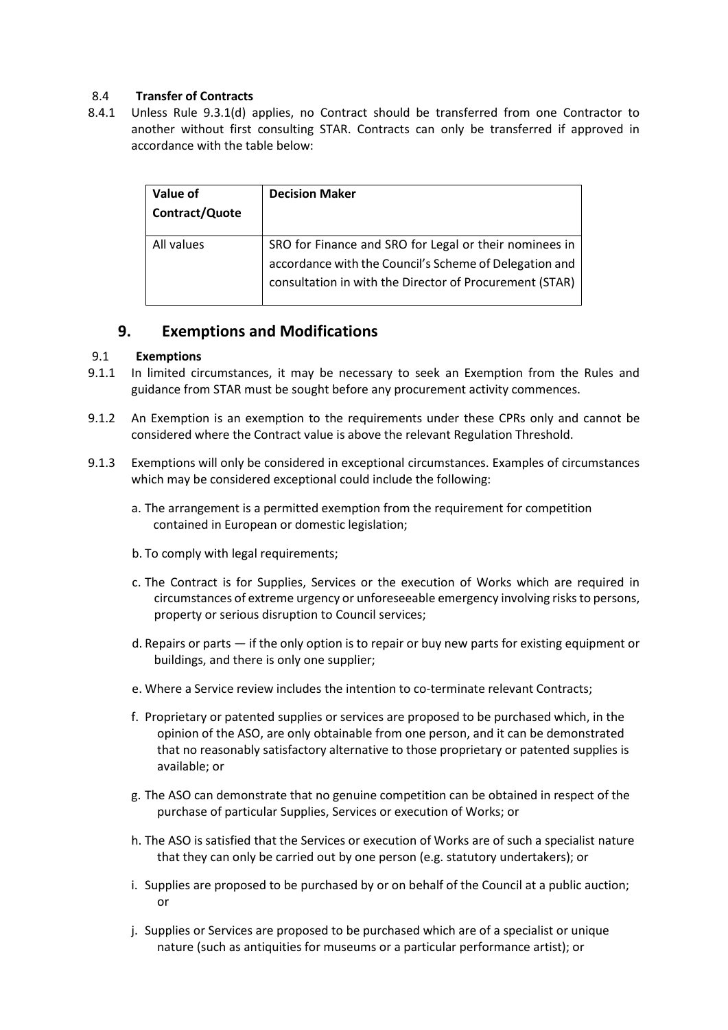#### 8.4 Transfer of Contracts

8.4.1 Unless Rule 9.3.1(d) applies, no Contract should be transferred from one Contractor to another without first consulting STAR. Contracts can only be transferred if approved in accordance with the table below:

| Value of Contract/Quote | Decision Maker |
|---|---|
| All values | SRO for Finance and SRO for Legal or their nominees in accordance with the Council's Scheme of Delegation and consultation in with the Director of Procurement (STAR) |

## 9. Exemptions and Modifications

#### 9.1 Exemptions

9.1.1 In limited circumstances, it may be necessary to seek an Exemption from the Rules and guidance from STAR must be sought before any procurement activity commences.

9.1.2 An Exemption is an exemption to the requirements under these CPRs only and cannot be considered where the Contract value is above the relevant Regulation Threshold.

9.1.3 Exemptions will only be considered in exceptional circumstances. Examples of circumstances which may be considered exceptional could include the following:

a. The arrangement is a permitted exemption from the requirement for competition contained in European or domestic legislation;

b. To comply with legal requirements;

c. The Contract is for Supplies, Services or the execution of Works which are required in circumstances of extreme urgency or unforeseeable emergency involving risks to persons, property or serious disruption to Council services;

d. Repairs or parts — if the only option is to repair or buy new parts for existing equipment or buildings, and there is only one supplier;

e. Where a Service review includes the intention to co-terminate relevant Contracts;

f. Proprietary or patented supplies or services are proposed to be purchased which, in the opinion of the ASO, are only obtainable from one person, and it can be demonstrated that no reasonably satisfactory alternative to those proprietary or patented supplies is available; or

g. The ASO can demonstrate that no genuine competition can be obtained in respect of the purchase of particular Supplies, Services or execution of Works; or

h. The ASO is satisfied that the Services or execution of Works are of such a specialist nature that they can only be carried out by one person (e.g. statutory undertakers); or

i. Supplies are proposed to be purchased by or on behalf of the Council at a public auction; or

j. Supplies or Services are proposed to be purchased which are of a specialist or unique nature (such as antiquities for museums or a particular performance artist); or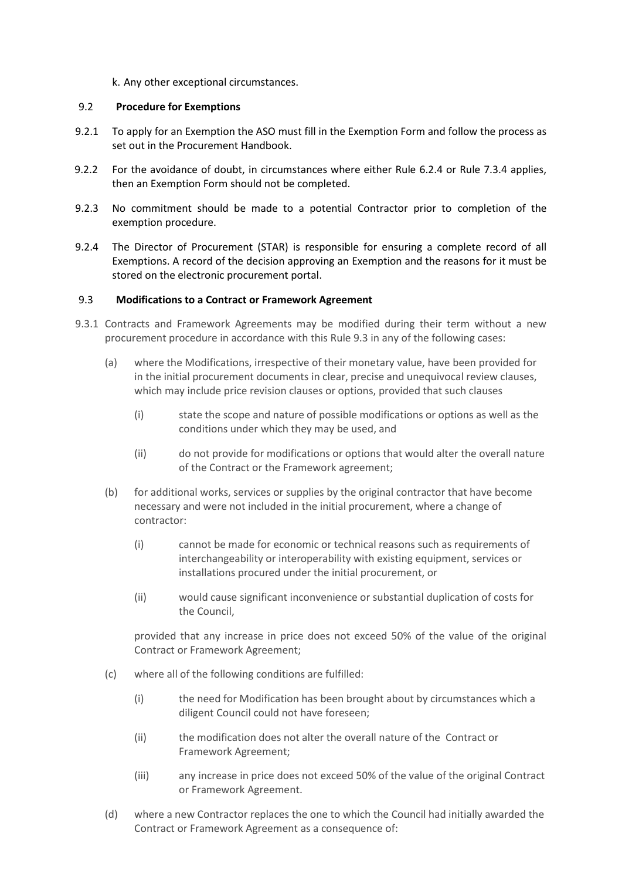k. Any other exceptional circumstances.

### 9.2 Procedure for Exemptions

9.2.1 To apply for an Exemption the ASO must fill in the Exemption Form and follow the process as set out in the Procurement Handbook.

9.2.2 For the avoidance of doubt, in circumstances where either Rule 6.2.4 or Rule 7.3.4 applies, then an Exemption Form should not be completed.

9.2.3 No commitment should be made to a potential Contractor prior to completion of the exemption procedure.

9.2.4 The Director of Procurement (STAR) is responsible for ensuring a complete record of all Exemptions. A record of the decision approving an Exemption and the reasons for it must be stored on the electronic procurement portal.

### 9.3 Modifications to a Contract or Framework Agreement

9.3.1 Contracts and Framework Agreements may be modified during their term without a new procurement procedure in accordance with this Rule 9.3 in any of the following cases:

(a) where the Modifications, irrespective of their monetary value, have been provided for in the initial procurement documents in clear, precise and unequivocal review clauses, which may include price revision clauses or options, provided that such clauses

  (i) state the scope and nature of possible modifications or options as well as the conditions under which they may be used, and

  (ii) do not provide for modifications or options that would alter the overall nature of the Contract or the Framework agreement;

(b) for additional works, services or supplies by the original contractor that have become necessary and were not included in the initial procurement, where a change of contractor:

  (i) cannot be made for economic or technical reasons such as requirements of interchangeability or interoperability with existing equipment, services or installations procured under the initial procurement, or

  (ii) would cause significant inconvenience or substantial duplication of costs for the Council,

  provided that any increase in price does not exceed 50% of the value of the original Contract or Framework Agreement;

(c) where all of the following conditions are fulfilled:

  (i) the need for Modification has been brought about by circumstances which a diligent Council could not have foreseen;

  (ii) the modification does not alter the overall nature of the Contract or Framework Agreement;

  (iii) any increase in price does not exceed 50% of the value of the original Contract or Framework Agreement.

(d) where a new Contractor replaces the one to which the Council had initially awarded the Contract or Framework Agreement as a consequence of: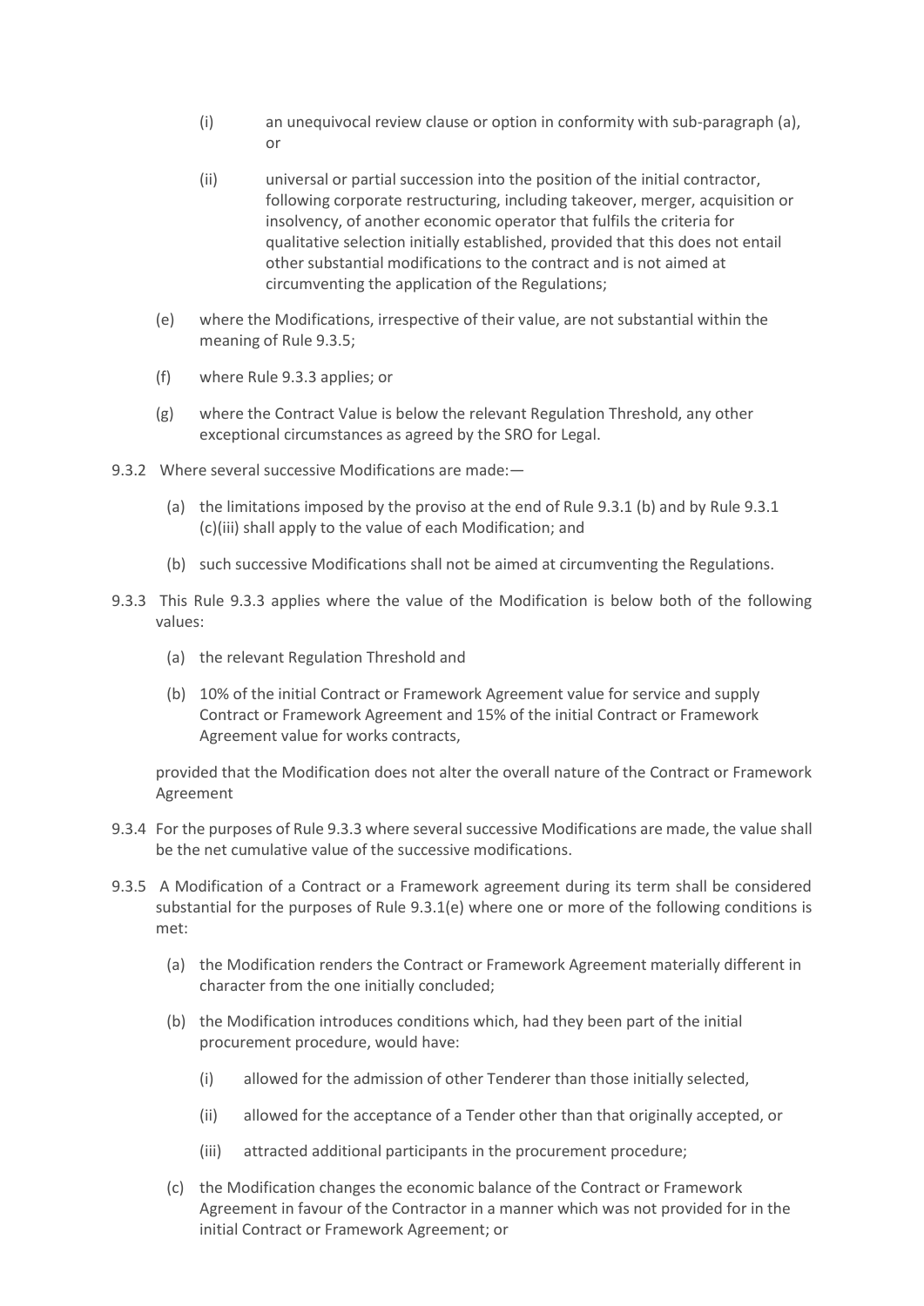(i) an unequivocal review clause or option in conformity with sub-paragraph (a), or

(ii) universal or partial succession into the position of the initial contractor, following corporate restructuring, including takeover, merger, acquisition or insolvency, of another economic operator that fulfils the criteria for qualitative selection initially established, provided that this does not entail other substantial modifications to the contract and is not aimed at circumventing the application of the Regulations;

(e) where the Modifications, irrespective of their value, are not substantial within the meaning of Rule 9.3.5;

(f) where Rule 9.3.3 applies; or

(g) where the Contract Value is below the relevant Regulation Threshold, any other exceptional circumstances as agreed by the SRO for Legal.

9.3.2 Where several successive Modifications are made:—

(a) the limitations imposed by the proviso at the end of Rule 9.3.1 (b) and by Rule 9.3.1 (c)(iii) shall apply to the value of each Modification; and

(b) such successive Modifications shall not be aimed at circumventing the Regulations.

9.3.3 This Rule 9.3.3 applies where the value of the Modification is below both of the following values:

(a) the relevant Regulation Threshold and

(b) 10% of the initial Contract or Framework Agreement value for service and supply Contract or Framework Agreement and 15% of the initial Contract or Framework Agreement value for works contracts,

provided that the Modification does not alter the overall nature of the Contract or Framework Agreement

9.3.4 For the purposes of Rule 9.3.3 where several successive Modifications are made, the value shall be the net cumulative value of the successive modifications.

9.3.5 A Modification of a Contract or a Framework agreement during its term shall be considered substantial for the purposes of Rule 9.3.1(e) where one or more of the following conditions is met:

(a) the Modification renders the Contract or Framework Agreement materially different in character from the one initially concluded;

(b) the Modification introduces conditions which, had they been part of the initial procurement procedure, would have:

(i) allowed for the admission of other Tenderer than those initially selected,

(ii) allowed for the acceptance of a Tender other than that originally accepted, or

(iii) attracted additional participants in the procurement procedure;

(c) the Modification changes the economic balance of the Contract or Framework Agreement in favour of the Contractor in a manner which was not provided for in the initial Contract or Framework Agreement; or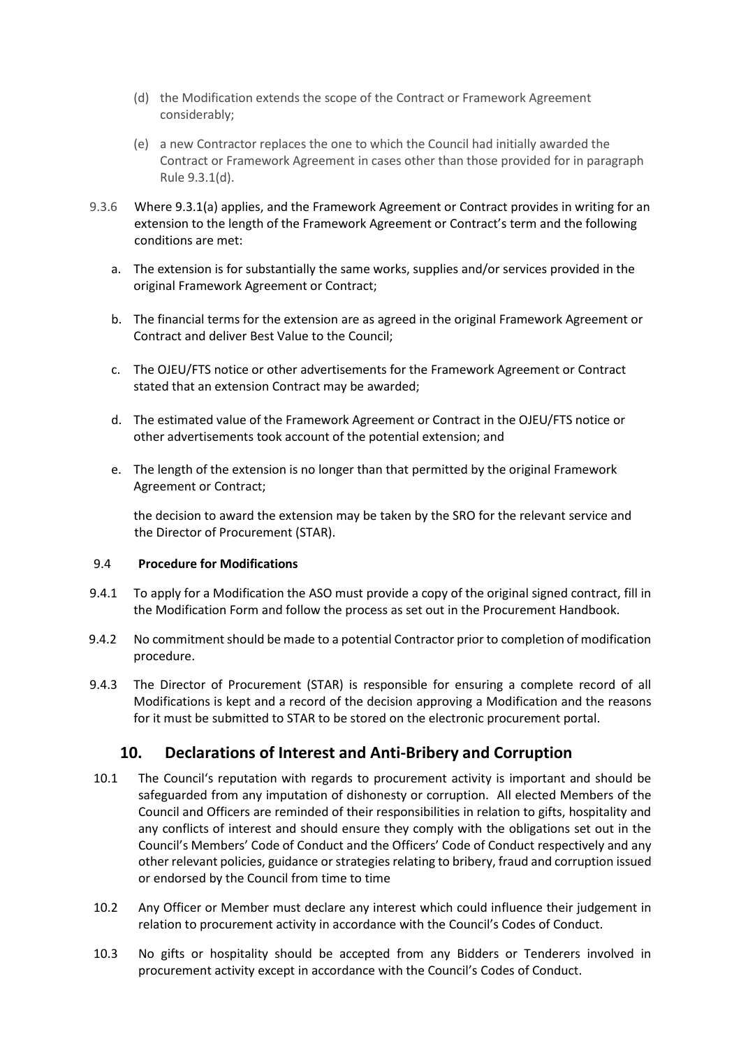(d) the Modification extends the scope of the Contract or Framework Agreement considerably;

(e) a new Contractor replaces the one to which the Council had initially awarded the Contract or Framework Agreement in cases other than those provided for in paragraph Rule 9.3.1(d).

9.3.6 Where 9.3.1(a) applies, and the Framework Agreement or Contract provides in writing for an extension to the length of the Framework Agreement or Contract's term and the following conditions are met:

a. The extension is for substantially the same works, supplies and/or services provided in the original Framework Agreement or Contract;

b. The financial terms for the extension are as agreed in the original Framework Agreement or Contract and deliver Best Value to the Council;

c. The OJEU/FTS notice or other advertisements for the Framework Agreement or Contract stated that an extension Contract may be awarded;

d. The estimated value of the Framework Agreement or Contract in the OJEU/FTS notice or other advertisements took account of the potential extension; and

e. The length of the extension is no longer than that permitted by the original Framework Agreement or Contract;

the decision to award the extension may be taken by the SRO for the relevant service and the Director of Procurement (STAR).

9.4 **Procedure for Modifications**

9.4.1 To apply for a Modification the ASO must provide a copy of the original signed contract, fill in the Modification Form and follow the process as set out in the Procurement Handbook.

9.4.2 No commitment should be made to a potential Contractor prior to completion of modification procedure.

9.4.3 The Director of Procurement (STAR) is responsible for ensuring a complete record of all Modifications is kept and a record of the decision approving a Modification and the reasons for it must be submitted to STAR to be stored on the electronic procurement portal.

## 10. Declarations of Interest and Anti-Bribery and Corruption

10.1 The Council's reputation with regards to procurement activity is important and should be safeguarded from any imputation of dishonesty or corruption. All elected Members of the Council and Officers are reminded of their responsibilities in relation to gifts, hospitality and any conflicts of interest and should ensure they comply with the obligations set out in the Council's Members' Code of Conduct and the Officers' Code of Conduct respectively and any other relevant policies, guidance or strategies relating to bribery, fraud and corruption issued or endorsed by the Council from time to time

10.2 Any Officer or Member must declare any interest which could influence their judgement in relation to procurement activity in accordance with the Council's Codes of Conduct.

10.3 No gifts or hospitality should be accepted from any Bidders or Tenderers involved in procurement activity except in accordance with the Council's Codes of Conduct.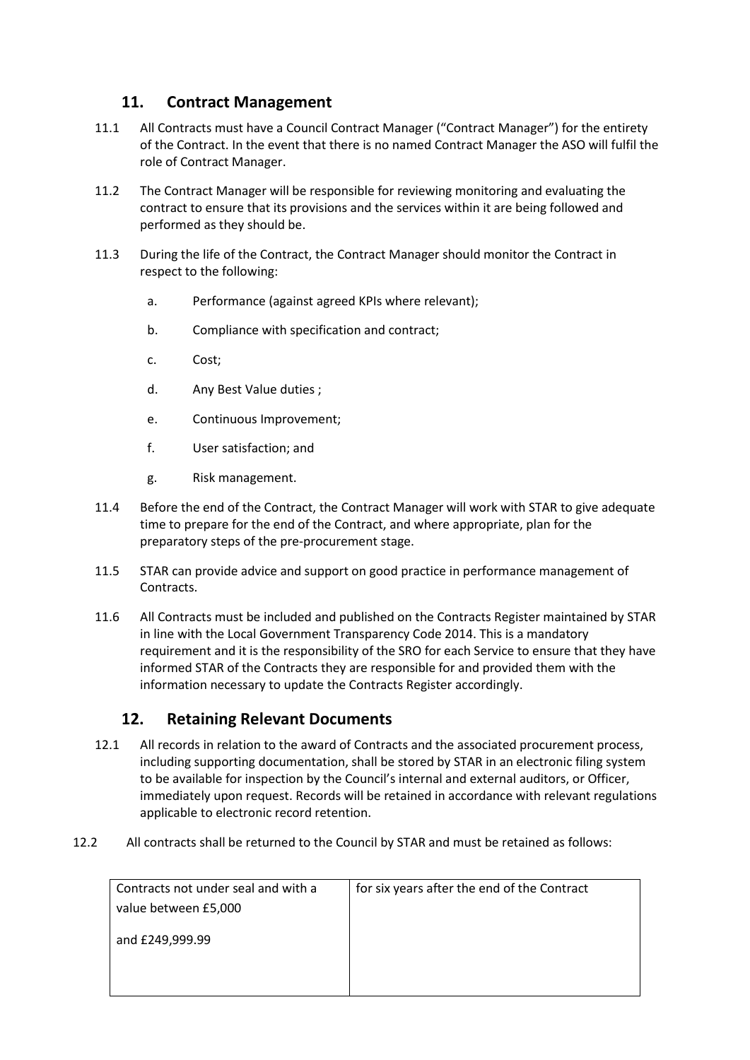## 11. Contract Management

11.1 All Contracts must have a Council Contract Manager ("Contract Manager") for the entirety of the Contract. In the event that there is no named Contract Manager the ASO will fulfil the role of Contract Manager.

11.2 The Contract Manager will be responsible for reviewing monitoring and evaluating the contract to ensure that its provisions and the services within it are being followed and performed as they should be.

11.3 During the life of the Contract, the Contract Manager should monitor the Contract in respect to the following:

a. Performance (against agreed KPIs where relevant);

b. Compliance with specification and contract;

c. Cost;

d. Any Best Value duties ;

e. Continuous Improvement;

f. User satisfaction; and

g. Risk management.

11.4 Before the end of the Contract, the Contract Manager will work with STAR to give adequate time to prepare for the end of the Contract, and where appropriate, plan for the preparatory steps of the pre-procurement stage.

11.5 STAR can provide advice and support on good practice in performance management of Contracts.

11.6 All Contracts must be included and published on the Contracts Register maintained by STAR in line with the Local Government Transparency Code 2014. This is a mandatory requirement and it is the responsibility of the SRO for each Service to ensure that they have informed STAR of the Contracts they are responsible for and provided them with the information necessary to update the Contracts Register accordingly.

## 12. Retaining Relevant Documents

12.1 All records in relation to the award of Contracts and the associated procurement process, including supporting documentation, shall be stored by STAR in an electronic filing system to be available for inspection by the Council's internal and external auditors, or Officer, immediately upon request. Records will be retained in accordance with relevant regulations applicable to electronic record retention.

12.2 All contracts shall be returned to the Council by STAR and must be retained as follows:

| | |
|---|---|
| Contracts not under seal and with a value between £5,000 and £249,999.99 | for six years after the end of the Contract |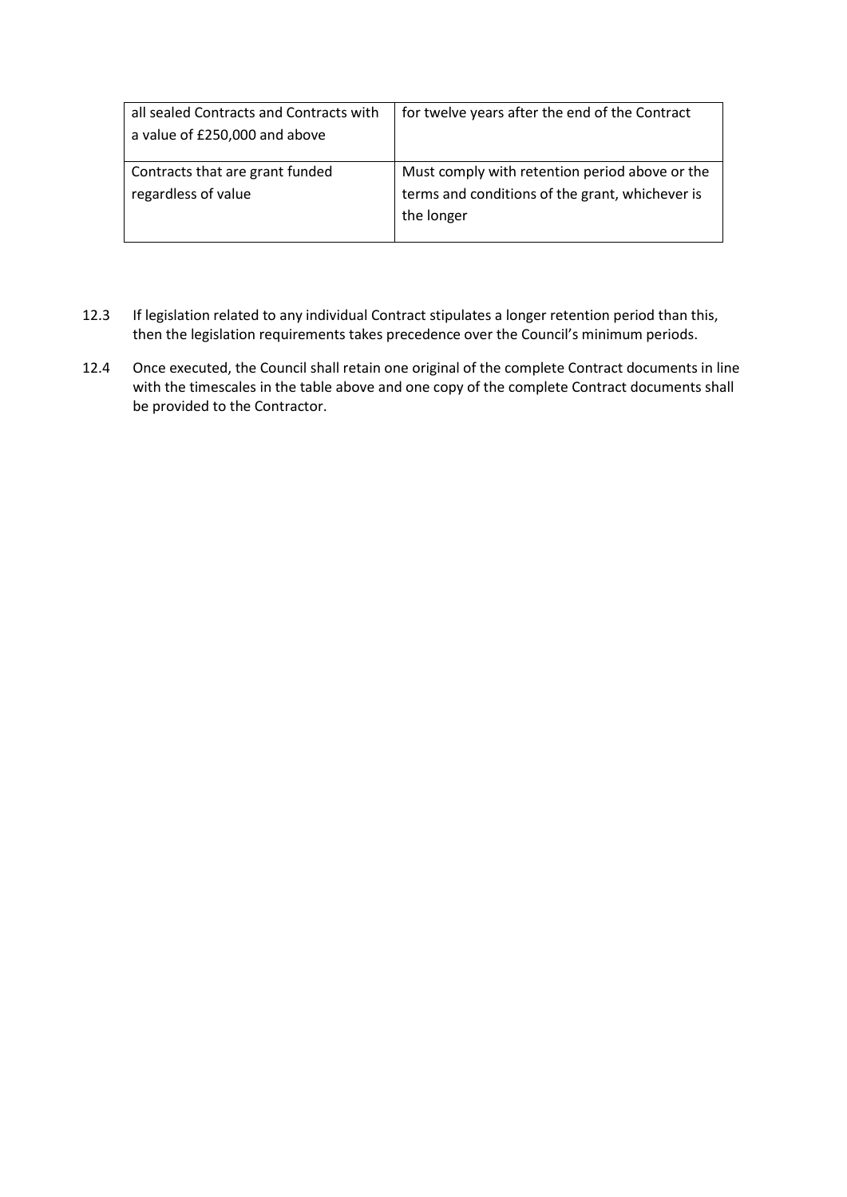| all sealed Contracts and Contracts with a value of £250,000 and above | for twelve years after the end of the Contract |
|---|---|
| Contracts that are grant funded regardless of value | Must comply with retention period above or the terms and conditions of the grant, whichever is the longer |

12.3 If legislation related to any individual Contract stipulates a longer retention period than this, then the legislation requirements takes precedence over the Council's minimum periods.

12.4 Once executed, the Council shall retain one original of the complete Contract documents in line with the timescales in the table above and one copy of the complete Contract documents shall be provided to the Contractor.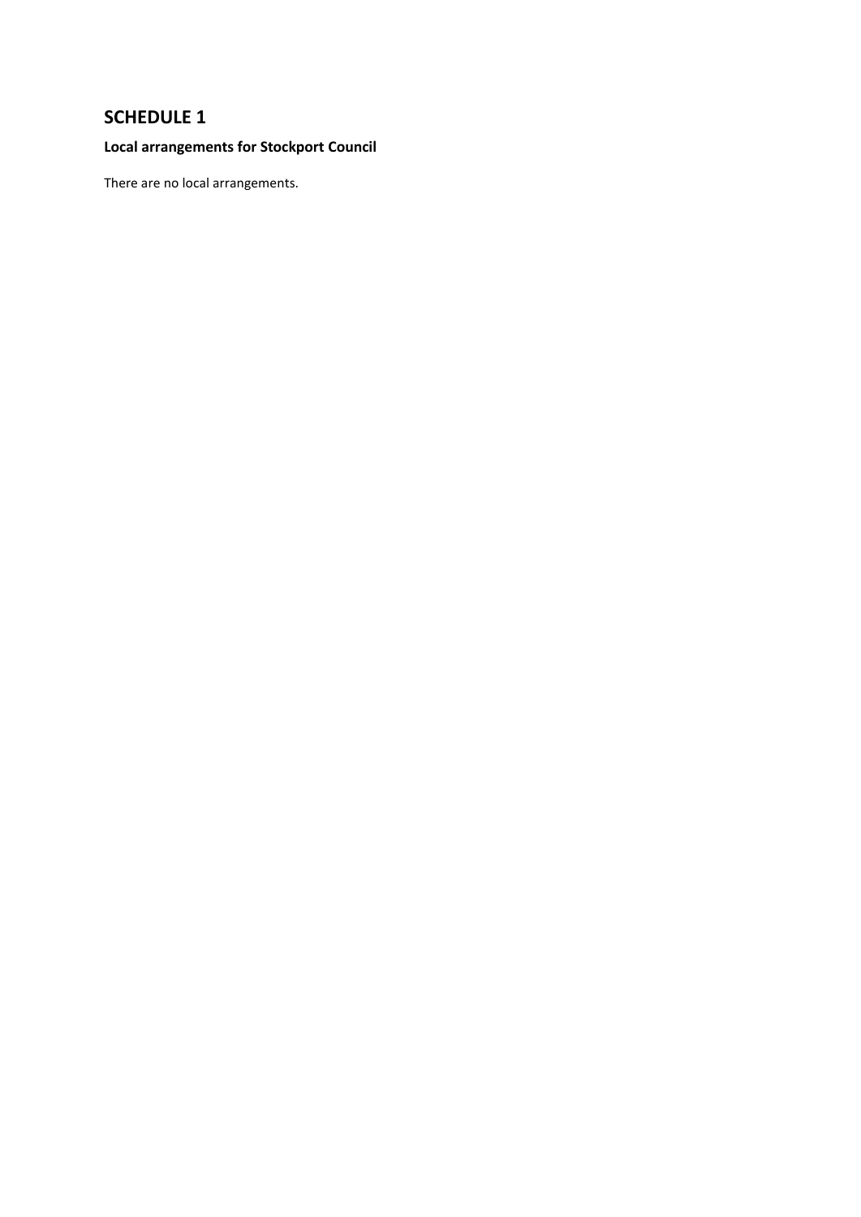# SCHEDULE 1

**Local arrangements for Stockport Council**

There are no local arrangements.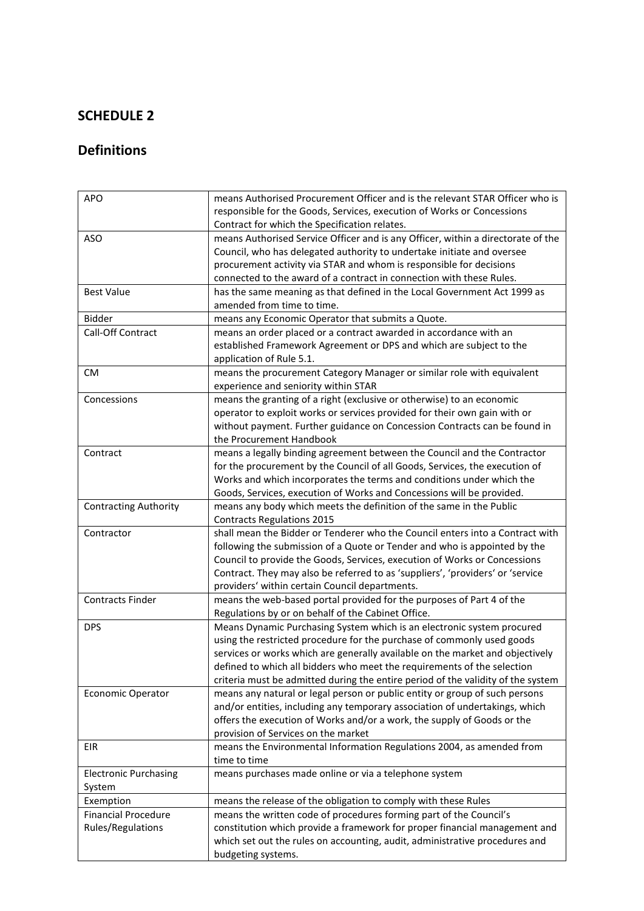## SCHEDULE 2

## Definitions

| | |
|---|---|
| APO | means Authorised Procurement Officer and is the relevant STAR Officer who is responsible for the Goods, Services, execution of Works or Concessions Contract for which the Specification relates. |
| ASO | means Authorised Service Officer and is any Officer, within a directorate of the Council, who has delegated authority to undertake initiate and oversee procurement activity via STAR and whom is responsible for decisions connected to the award of a contract in connection with these Rules. |
| Best Value | has the same meaning as that defined in the Local Government Act 1999 as amended from time to time. |
| Bidder | means any Economic Operator that submits a Quote. |
| Call-Off Contract | means an order placed or a contract awarded in accordance with an established Framework Agreement or DPS and which are subject to the application of Rule 5.1. |
| CM | means the procurement Category Manager or similar role with equivalent experience and seniority within STAR |
| Concessions | means the granting of a right (exclusive or otherwise) to an economic operator to exploit works or services provided for their own gain with or without payment. Further guidance on Concession Contracts can be found in the Procurement Handbook |
| Contract | means a legally binding agreement between the Council and the Contractor for the procurement by the Council of all Goods, Services, the execution of Works and which incorporates the terms and conditions under which the Goods, Services, execution of Works and Concessions will be provided. |
| Contracting Authority | means any body which meets the definition of the same in the Public Contracts Regulations 2015 |
| Contractor | shall mean the Bidder or Tenderer who the Council enters into a Contract with following the submission of a Quote or Tender and who is appointed by the Council to provide the Goods, Services, execution of Works or Concessions Contract. They may also be referred to as 'suppliers', 'providers' or 'service providers' within certain Council departments. |
| Contracts Finder | means the web-based portal provided for the purposes of Part 4 of the Regulations by or on behalf of the Cabinet Office. |
| DPS | Means Dynamic Purchasing System which is an electronic system procured using the restricted procedure for the purchase of commonly used goods services or works which are generally available on the market and objectively defined to which all bidders who meet the requirements of the selection criteria must be admitted during the entire period of the validity of the system |
| Economic Operator | means any natural or legal person or public entity or group of such persons and/or entities, including any temporary association of undertakings, which offers the execution of Works and/or a work, the supply of Goods or the provision of Services on the market |
| EIR | means the Environmental Information Regulations 2004, as amended from time to time |
| Electronic Purchasing System | means purchases made online or via a telephone system |
| Exemption | means the release of the obligation to comply with these Rules |
| Financial Procedure Rules/Regulations | means the written code of procedures forming part of the Council's constitution which provide a framework for proper financial management and which set out the rules on accounting, audit, administrative procedures and budgeting systems. |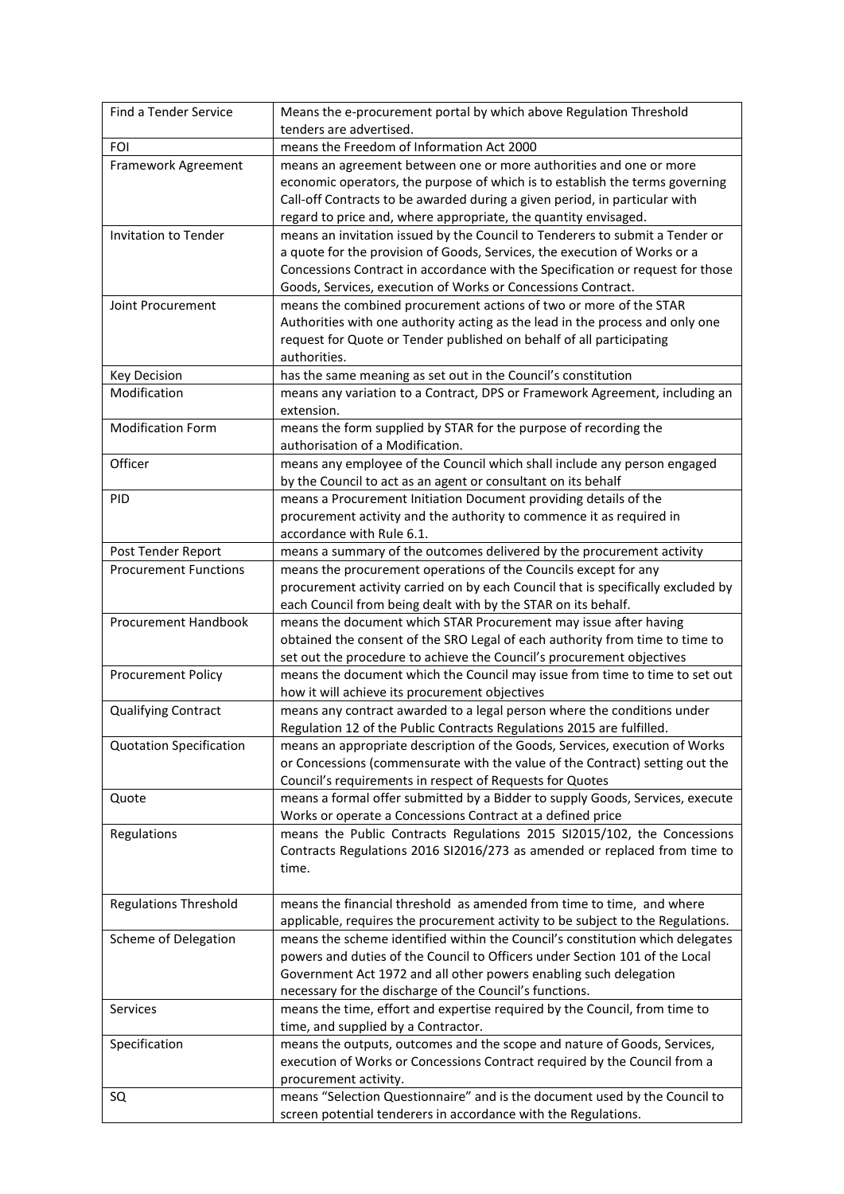| | |
|---|---|
| Find a Tender Service | Means the e-procurement portal by which above Regulation Threshold tenders are advertised. |
| FOI | means the Freedom of Information Act 2000 |
| Framework Agreement | means an agreement between one or more authorities and one or more economic operators, the purpose of which is to establish the terms governing Call-off Contracts to be awarded during a given period, in particular with regard to price and, where appropriate, the quantity envisaged. |
| Invitation to Tender | means an invitation issued by the Council to Tenderers to submit a Tender or a quote for the provision of Goods, Services, the execution of Works or a Concessions Contract in accordance with the Specification or request for those Goods, Services, execution of Works or Concessions Contract. |
| Joint Procurement | means the combined procurement actions of two or more of the STAR Authorities with one authority acting as the lead in the process and only one request for Quote or Tender published on behalf of all participating authorities. |
| Key Decision | has the same meaning as set out in the Council's constitution |
| Modification | means any variation to a Contract, DPS or Framework Agreement, including an extension. |
| Modification Form | means the form supplied by STAR for the purpose of recording the authorisation of a Modification. |
| Officer | means any employee of the Council which shall include any person engaged by the Council to act as an agent or consultant on its behalf |
| PID | means a Procurement Initiation Document providing details of the procurement activity and the authority to commence it as required in accordance with Rule 6.1. |
| Post Tender Report | means a summary of the outcomes delivered by the procurement activity |
| Procurement Functions | means the procurement operations of the Councils except for any procurement activity carried on by each Council that is specifically excluded by each Council from being dealt with by the STAR on its behalf. |
| Procurement Handbook | means the document which STAR Procurement may issue after having obtained the consent of the SRO Legal of each authority from time to time to set out the procedure to achieve the Council's procurement objectives |
| Procurement Policy | means the document which the Council may issue from time to time to set out how it will achieve its procurement objectives |
| Qualifying Contract | means any contract awarded to a legal person where the conditions under Regulation 12 of the Public Contracts Regulations 2015 are fulfilled. |
| Quotation Specification | means an appropriate description of the Goods, Services, execution of Works or Concessions (commensurate with the value of the Contract) setting out the Council's requirements in respect of Requests for Quotes |
| Quote | means a formal offer submitted by a Bidder to supply Goods, Services, execute Works or operate a Concessions Contract at a defined price |
| Regulations | means the Public Contracts Regulations 2015 SI2015/102, the Concessions Contracts Regulations 2016 SI2016/273 as amended or replaced from time to time. |
| Regulations Threshold | means the financial threshold as amended from time to time, and where applicable, requires the procurement activity to be subject to the Regulations. |
| Scheme of Delegation | means the scheme identified within the Council's constitution which delegates powers and duties of the Council to Officers under Section 101 of the Local Government Act 1972 and all other powers enabling such delegation necessary for the discharge of the Council's functions. |
| Services | means the time, effort and expertise required by the Council, from time to time, and supplied by a Contractor. |
| Specification | means the outputs, outcomes and the scope and nature of Goods, Services, execution of Works or Concessions Contract required by the Council from a procurement activity. |
| SQ | means "Selection Questionnaire" and is the document used by the Council to screen potential tenderers in accordance with the Regulations. |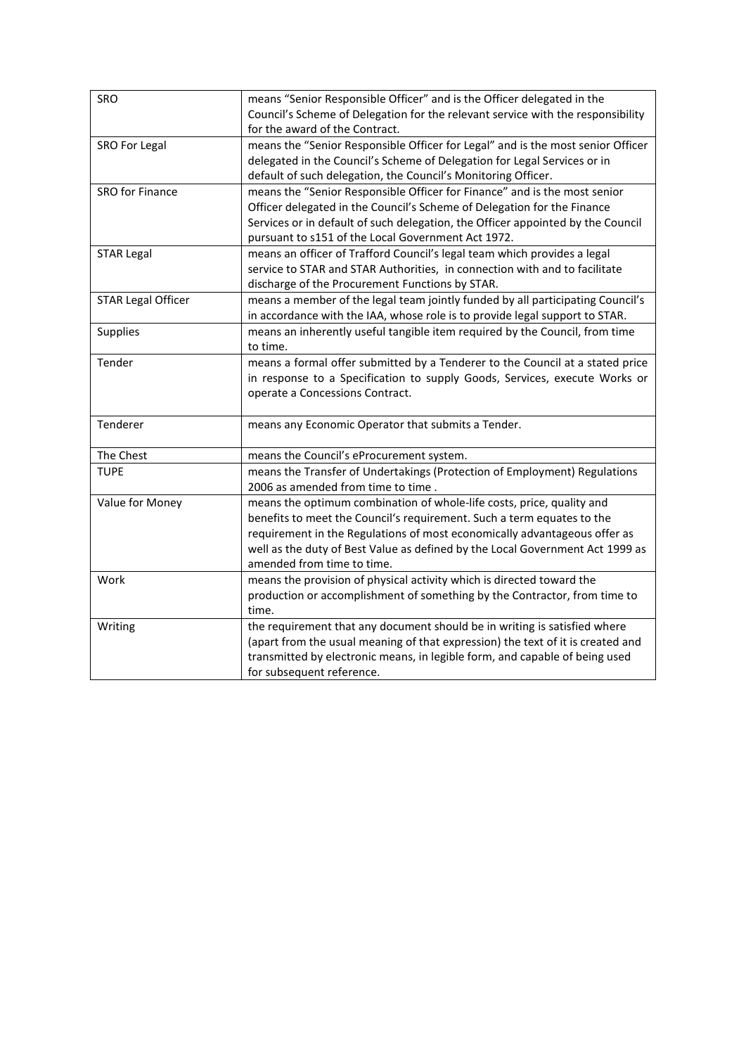| | |
|---|---|
| SRO | means "Senior Responsible Officer" and is the Officer delegated in the Council's Scheme of Delegation for the relevant service with the responsibility for the award of the Contract. |
| SRO For Legal | means the "Senior Responsible Officer for Legal" and is the most senior Officer delegated in the Council's Scheme of Delegation for Legal Services or in default of such delegation, the Council's Monitoring Officer. |
| SRO for Finance | means the "Senior Responsible Officer for Finance" and is the most senior Officer delegated in the Council's Scheme of Delegation for the Finance Services or in default of such delegation, the Officer appointed by the Council pursuant to s151 of the Local Government Act 1972. |
| STAR Legal | means an officer of Trafford Council's legal team which provides a legal service to STAR and STAR Authorities, in connection with and to facilitate discharge of the Procurement Functions by STAR. |
| STAR Legal Officer | means a member of the legal team jointly funded by all participating Council's in accordance with the IAA, whose role is to provide legal support to STAR. |
| Supplies | means an inherently useful tangible item required by the Council, from time to time. |
| Tender | means a formal offer submitted by a Tenderer to the Council at a stated price in response to a Specification to supply Goods, Services, execute Works or operate a Concessions Contract. |
| Tenderer | means any Economic Operator that submits a Tender. |
| The Chest | means the Council's eProcurement system. |
| TUPE | means the Transfer of Undertakings (Protection of Employment) Regulations 2006 as amended from time to time . |
| Value for Money | means the optimum combination of whole-life costs, price, quality and benefits to meet the Council's requirement. Such a term equates to the requirement in the Regulations of most economically advantageous offer as well as the duty of Best Value as defined by the Local Government Act 1999 as amended from time to time. |
| Work | means the provision of physical activity which is directed toward the production or accomplishment of something by the Contractor, from time to time. |
| Writing | the requirement that any document should be in writing is satisfied where (apart from the usual meaning of that expression) the text of it is created and transmitted by electronic means, in legible form, and capable of being used for subsequent reference. |